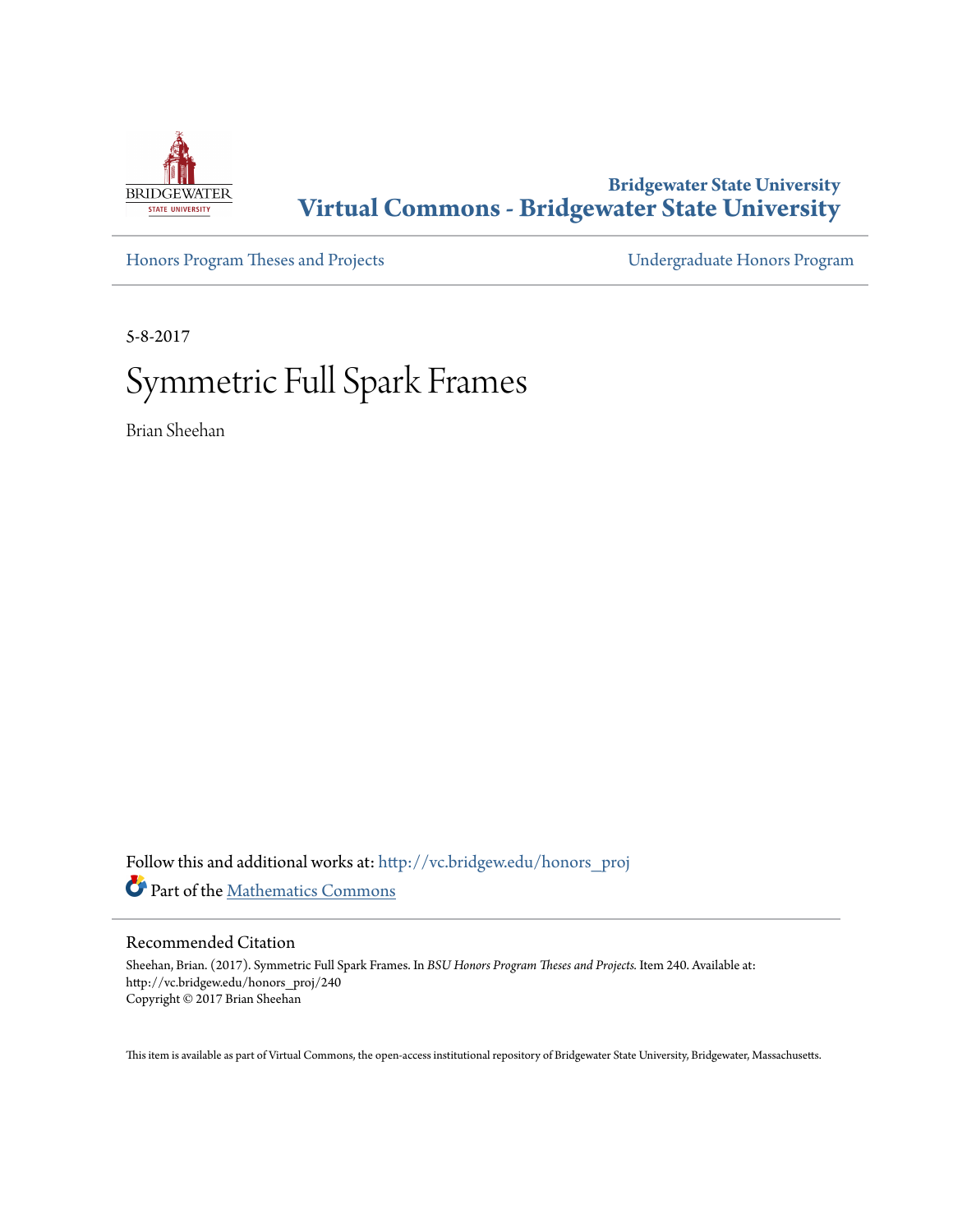**Bridgewater State University**
**Virtual Commons - Bridgewater State University**

Honors Program Theses and Projects | Undergraduate Honors Program

5-8-2017

# Symmetric Full Spark Frames

Brian Sheehan

Follow this and additional works at: http://vc.bridgew.edu/honors_proj

Part of the Mathematics Commons

## Recommended Citation

Sheehan, Brian. (2017). Symmetric Full Spark Frames. In *BSU Honors Program Theses and Projects.* Item 240. Available at: http://vc.bridgew.edu/honors_proj/240
Copyright © 2017 Brian Sheehan

This item is available as part of Virtual Commons, the open-access institutional repository of Bridgewater State University, Bridgewater, Massachusetts.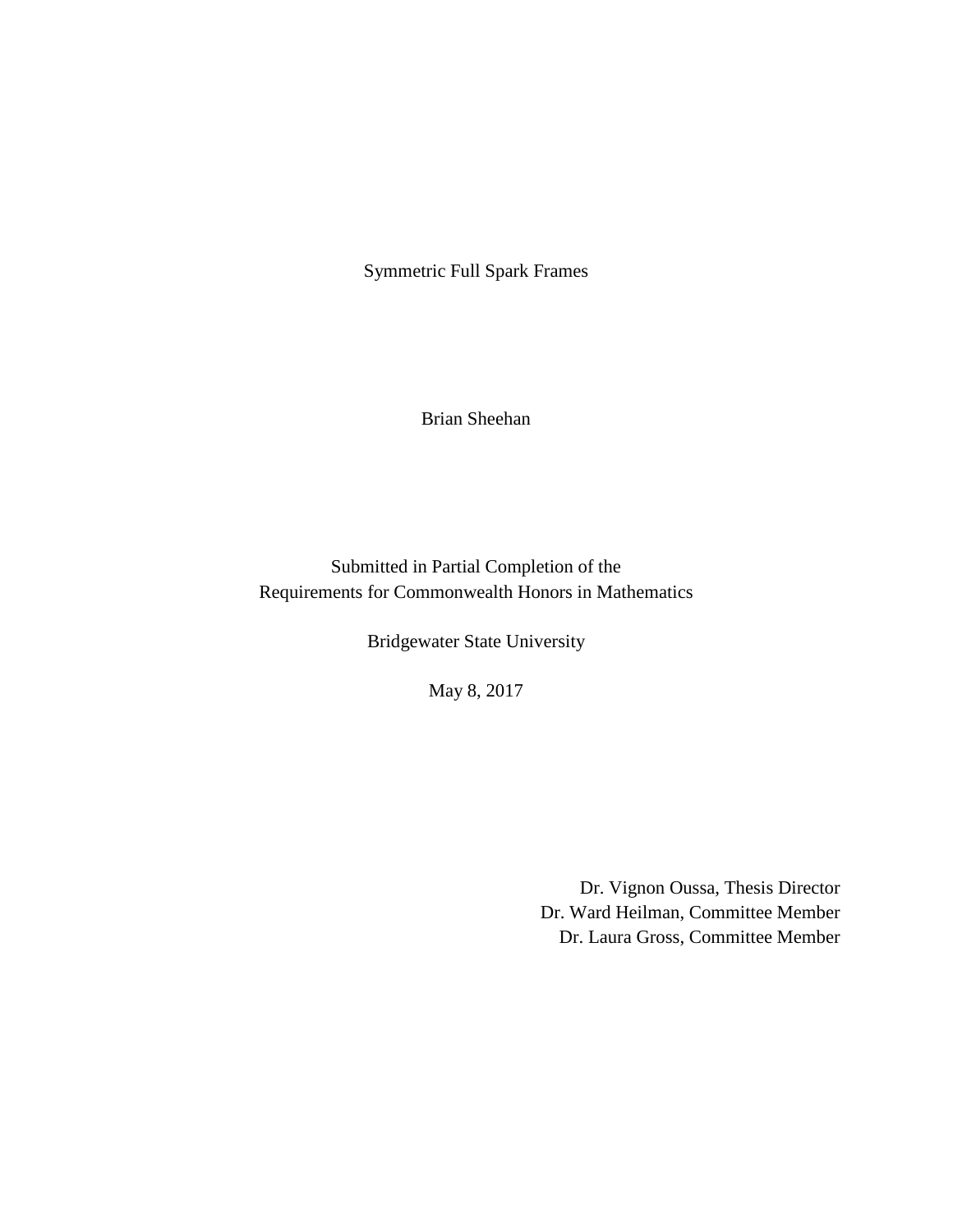# Symmetric Full Spark Frames

Brian Sheehan

Submitted in Partial Completion of the
Requirements for Commonwealth Honors in Mathematics

Bridgewater State University

May 8, 2017

Dr. Vignon Oussa, Thesis Director
Dr. Ward Heilman, Committee Member
Dr. Laura Gross, Committee Member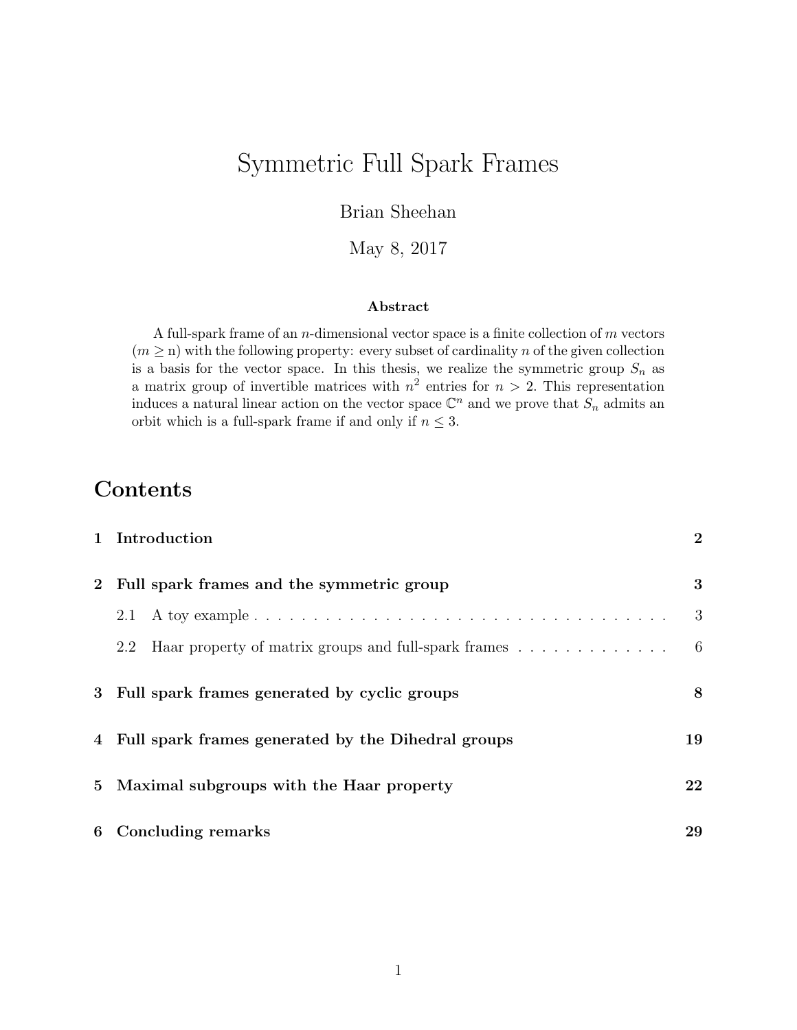# Symmetric Full Spark Frames

Brian Sheehan

May 8, 2017

### Abstract

A full-spark frame of an $n$-dimensional vector space is a finite collection of $m$ vectors ($m \geq$ n) with the following property: every subset of cardinality $n$ of the given collection is a basis for the vector space. In this thesis, we realize the symmetric group $S_n$ as a matrix group of invertible matrices with $n^2$ entries for $n > 2$. This representation induces a natural linear action on the vector space $\mathbb{C}^n$ and we prove that $S_n$ admits an orbit which is a full-spark frame if and only if $n \leq 3$.

## Contents

| | |
|---|---|
| **1 Introduction** | **2** |
| **2 Full spark frames and the symmetric group** | **3** |
| 2.1 A toy example | 3 |
| 2.2 Haar property of matrix groups and full-spark frames | 6 |
| **3 Full spark frames generated by cyclic groups** | **8** |
| **4 Full spark frames generated by the Dihedral groups** | **19** |
| **5 Maximal subgroups with the Haar property** | **22** |
| **6 Concluding remarks** | **29** |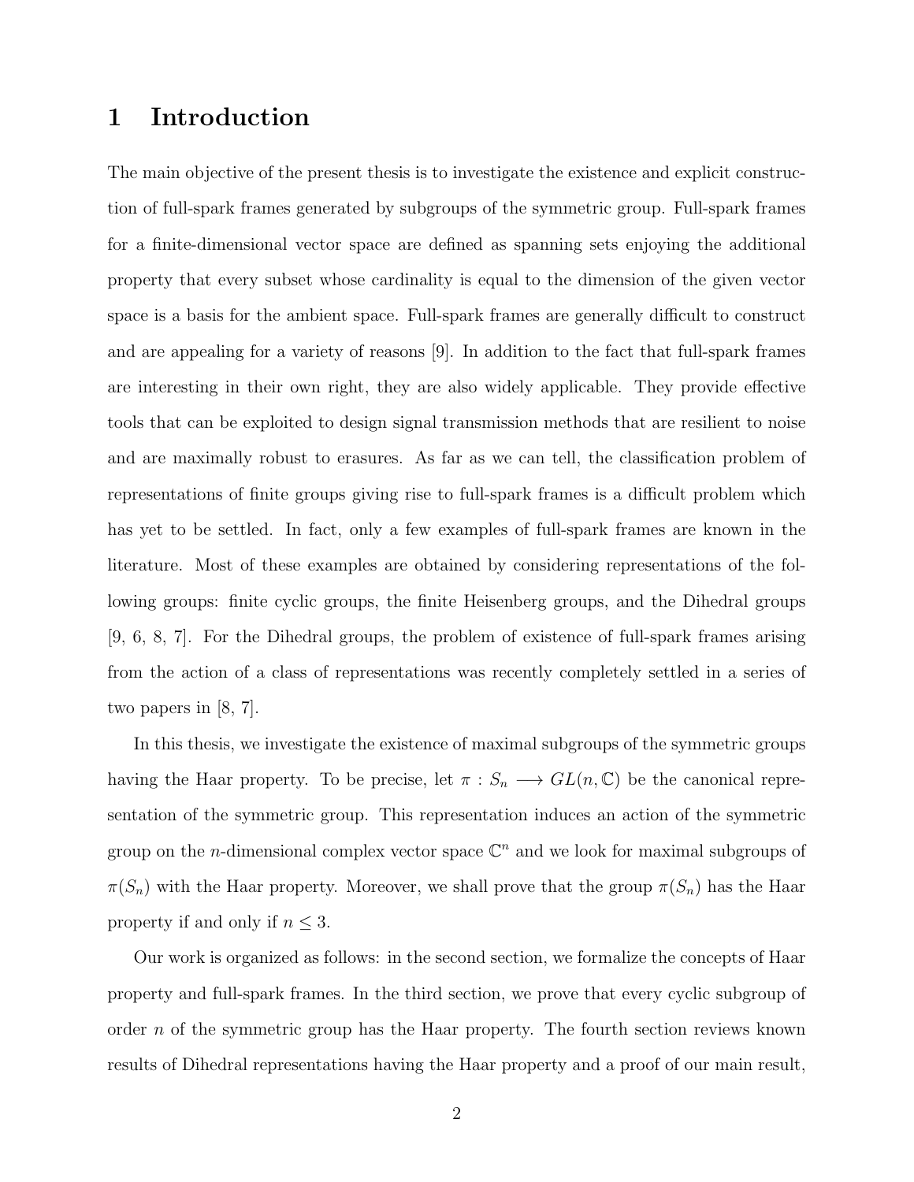# 1 Introduction

The main objective of the present thesis is to investigate the existence and explicit construction of full-spark frames generated by subgroups of the symmetric group. Full-spark frames for a finite-dimensional vector space are defined as spanning sets enjoying the additional property that every subset whose cardinality is equal to the dimension of the given vector space is a basis for the ambient space. Full-spark frames are generally difficult to construct and are appealing for a variety of reasons [9]. In addition to the fact that full-spark frames are interesting in their own right, they are also widely applicable. They provide effective tools that can be exploited to design signal transmission methods that are resilient to noise and are maximally robust to erasures. As far as we can tell, the classification problem of representations of finite groups giving rise to full-spark frames is a difficult problem which has yet to be settled. In fact, only a few examples of full-spark frames are known in the literature. Most of these examples are obtained by considering representations of the following groups: finite cyclic groups, the finite Heisenberg groups, and the Dihedral groups [9, 6, 8, 7]. For the Dihedral groups, the problem of existence of full-spark frames arising from the action of a class of representations was recently completely settled in a series of two papers in [8, 7].

In this thesis, we investigate the existence of maximal subgroups of the symmetric groups having the Haar property. To be precise, let $\pi : S_n \longrightarrow GL(n, \mathbb{C})$ be the canonical representation of the symmetric group. This representation induces an action of the symmetric group on the $n$-dimensional complex vector space $\mathbb{C}^n$ and we look for maximal subgroups of $\pi(S_n)$ with the Haar property. Moreover, we shall prove that the group $\pi(S_n)$ has the Haar property if and only if $n \leq 3$.

Our work is organized as follows: in the second section, we formalize the concepts of Haar property and full-spark frames. In the third section, we prove that every cyclic subgroup of order $n$ of the symmetric group has the Haar property. The fourth section reviews known results of Dihedral representations having the Haar property and a proof of our main result,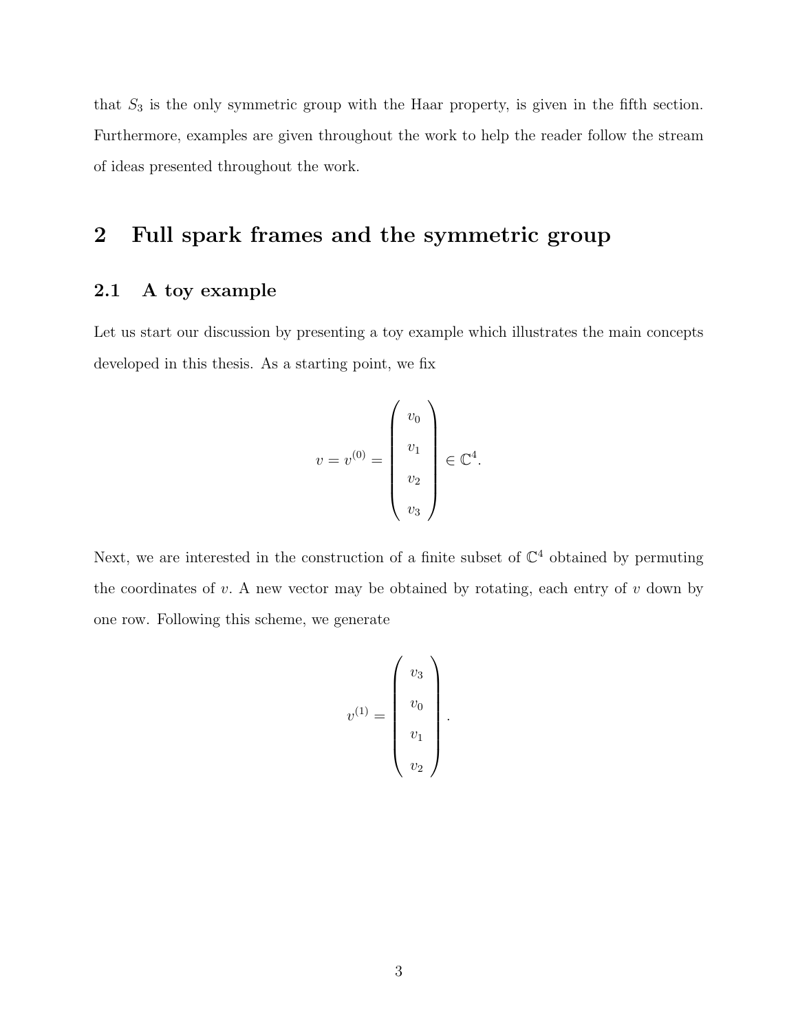that $S_3$ is the only symmetric group with the Haar property, is given in the fifth section. Furthermore, examples are given throughout the work to help the reader follow the stream of ideas presented throughout the work.

## 2 Full spark frames and the symmetric group

### 2.1 A toy example

Let us start our discussion by presenting a toy example which illustrates the main concepts developed in this thesis. As a starting point, we fix

$$v = v^{(0)} = \begin{pmatrix} v_0 \\ v_1 \\ v_2 \\ v_3 \end{pmatrix} \in \mathbb{C}^4.$$

Next, we are interested in the construction of a finite subset of $\mathbb{C}^4$ obtained by permuting the coordinates of $v$. A new vector may be obtained by rotating, each entry of $v$ down by one row. Following this scheme, we generate

$$v^{(1)} = \begin{pmatrix} v_3 \\ v_0 \\ v_1 \\ v_2 \end{pmatrix}.$$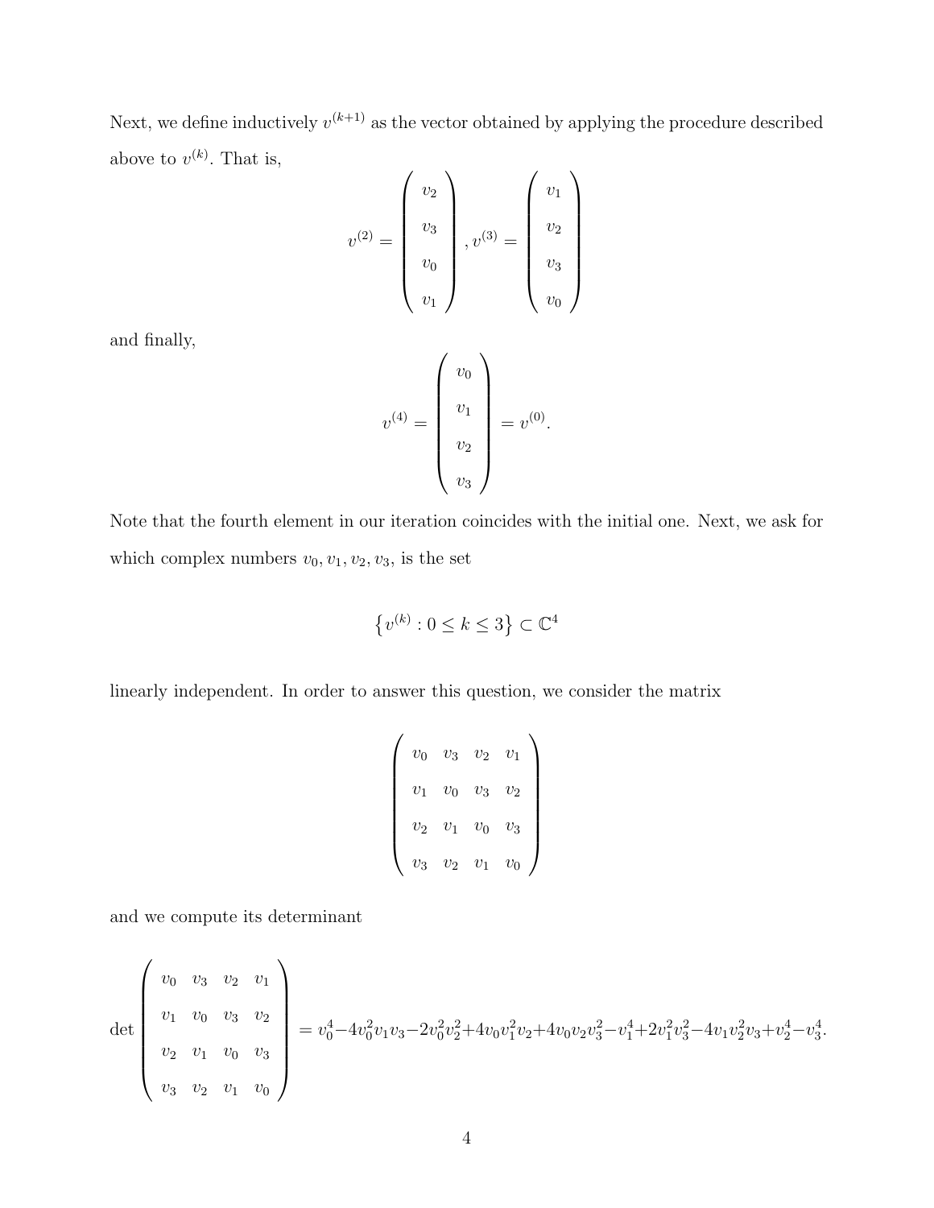Next, we define inductively $v^{(k+1)}$ as the vector obtained by applying the procedure described above to $v^{(k)}$. That is,

$$v^{(2)} = \begin{pmatrix} v_2 \\ v_3 \\ v_0 \\ v_1 \end{pmatrix}, v^{(3)} = \begin{pmatrix} v_1 \\ v_2 \\ v_3 \\ v_0 \end{pmatrix}$$

and finally,

$$v^{(4)} = \begin{pmatrix} v_0 \\ v_1 \\ v_2 \\ v_3 \end{pmatrix} = v^{(0)}.$$

Note that the fourth element in our iteration coincides with the initial one. Next, we ask for which complex numbers $v_0, v_1, v_2, v_3$, is the set

$$\left\{ v^{(k)} : 0 \leq k \leq 3 \right\} \subset \mathbb{C}^4$$

linearly independent. In order to answer this question, we consider the matrix

$$\begin{pmatrix} v_0 & v_3 & v_2 & v_1 \\ v_1 & v_0 & v_3 & v_2 \\ v_2 & v_1 & v_0 & v_3 \\ v_3 & v_2 & v_1 & v_0 \end{pmatrix}$$

and we compute its determinant

$$\det \begin{pmatrix} v_0 & v_3 & v_2 & v_1 \\ v_1 & v_0 & v_3 & v_2 \\ v_2 & v_1 & v_0 & v_3 \\ v_3 & v_2 & v_1 & v_0 \end{pmatrix} = v_0^4 - 4v_0^2v_1v_3 - 2v_0^2v_2^2 + 4v_0v_1^2v_2 + 4v_0v_2v_3^2 - v_1^4 + 2v_1^2v_3^2 - 4v_1v_2^2v_3 + v_2^4 - v_3^4.$$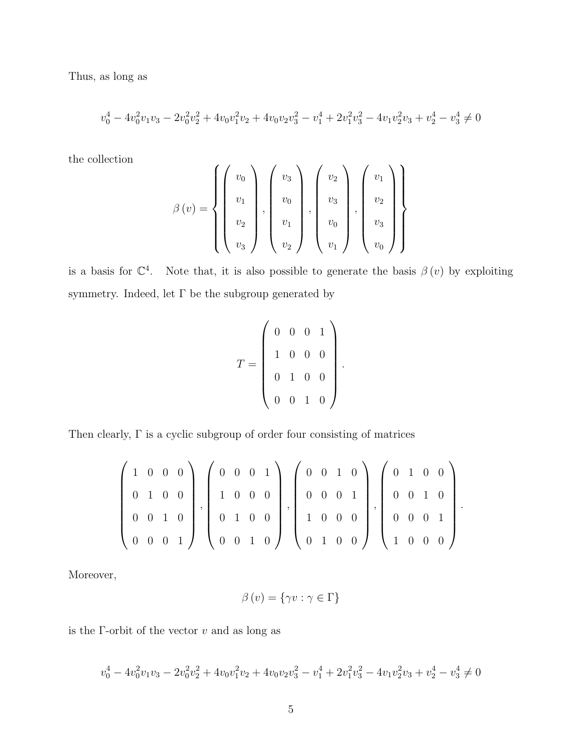Thus, as long as

$$v_0^4 - 4v_0^2 v_1 v_3 - 2v_0^2 v_2^2 + 4v_0 v_1^2 v_2 + 4v_0 v_2 v_3^2 - v_1^4 + 2v_1^2 v_3^2 - 4v_1 v_2^2 v_3 + v_2^4 - v_3^4 \neq 0$$

the collection

$$\beta(v) = \left\{ \begin{pmatrix} v_0 \\ v_1 \\ v_2 \\ v_3 \end{pmatrix}, \begin{pmatrix} v_3 \\ v_0 \\ v_1 \\ v_2 \end{pmatrix}, \begin{pmatrix} v_2 \\ v_3 \\ v_0 \\ v_1 \end{pmatrix}, \begin{pmatrix} v_1 \\ v_2 \\ v_3 \\ v_0 \end{pmatrix} \right\}$$

is a basis for $\mathbb{C}^4$. Note that, it is also possible to generate the basis $\beta(v)$ by exploiting symmetry. Indeed, let $\Gamma$ be the subgroup generated by

$$T = \begin{pmatrix} 0 & 0 & 0 & 1 \\ 1 & 0 & 0 & 0 \\ 0 & 1 & 0 & 0 \\ 0 & 0 & 1 & 0 \end{pmatrix}.$$

Then clearly, $\Gamma$ is a cyclic subgroup of order four consisting of matrices

$$\begin{pmatrix} 1 & 0 & 0 & 0 \\ 0 & 1 & 0 & 0 \\ 0 & 0 & 1 & 0 \\ 0 & 0 & 0 & 1 \end{pmatrix}, \begin{pmatrix} 0 & 0 & 0 & 1 \\ 1 & 0 & 0 & 0 \\ 0 & 1 & 0 & 0 \\ 0 & 0 & 1 & 0 \end{pmatrix}, \begin{pmatrix} 0 & 0 & 1 & 0 \\ 0 & 0 & 0 & 1 \\ 1 & 0 & 0 & 0 \\ 0 & 1 & 0 & 0 \end{pmatrix}, \begin{pmatrix} 0 & 1 & 0 & 0 \\ 0 & 0 & 1 & 0 \\ 0 & 0 & 0 & 1 \\ 1 & 0 & 0 & 0 \end{pmatrix}.$$

Moreover,

$$\beta(v) = \{\gamma v : \gamma \in \Gamma\}$$

is the $\Gamma$-orbit of the vector $v$ and as long as

$$v_0^4 - 4v_0^2 v_1 v_3 - 2v_0^2 v_2^2 + 4v_0 v_1^2 v_2 + 4v_0 v_2 v_3^2 - v_1^4 + 2v_1^2 v_3^2 - 4v_1 v_2^2 v_3 + v_2^4 - v_3^4 \neq 0$$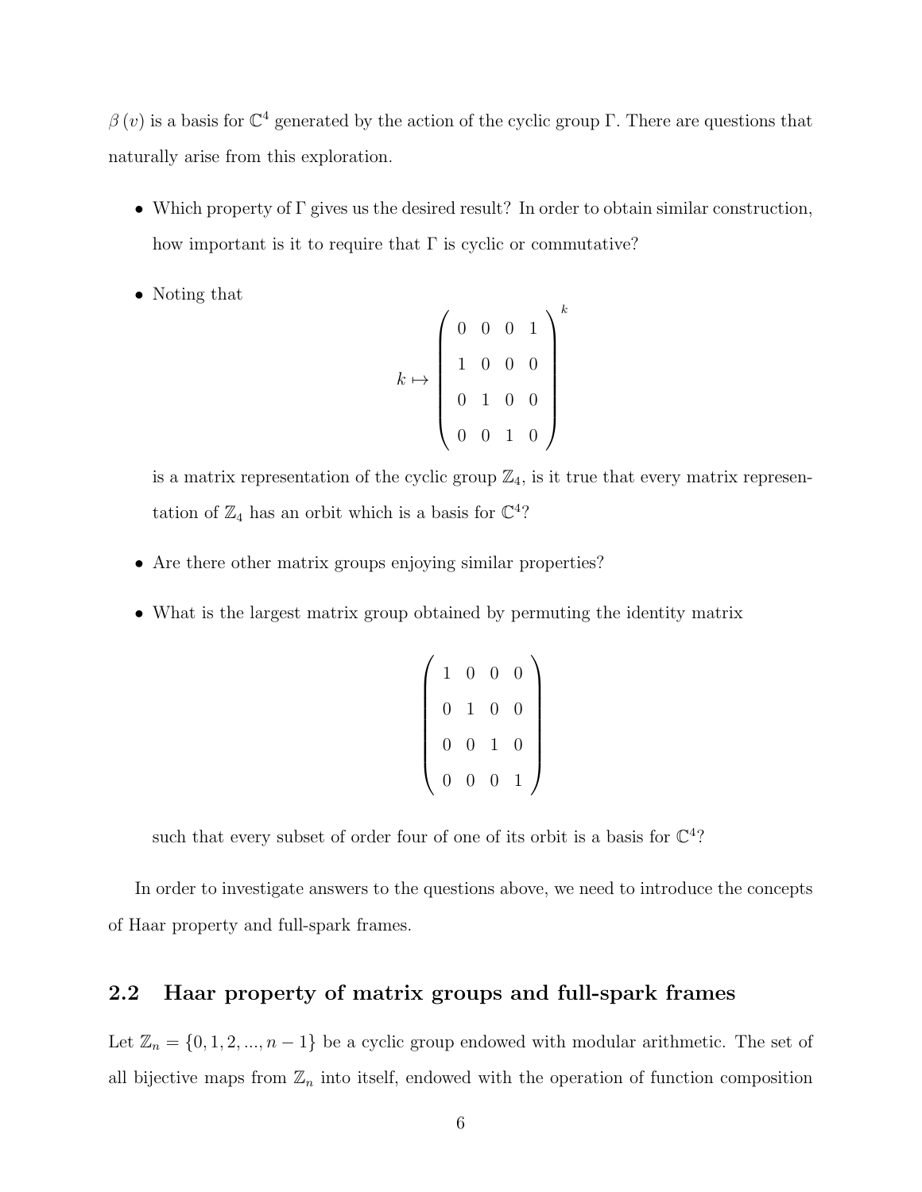$\beta(v)$ is a basis for $\mathbb{C}^4$ generated by the action of the cyclic group $\Gamma$. There are questions that naturally arise from this exploration.

- Which property of $\Gamma$ gives us the desired result? In order to obtain similar construction, how important is it to require that $\Gamma$ is cyclic or commutative?

- Noting that

$$k \mapsto \begin{pmatrix} 0 & 0 & 0 & 1 \\ 1 & 0 & 0 & 0 \\ 0 & 1 & 0 & 0 \\ 0 & 0 & 1 & 0 \end{pmatrix}^k$$

  is a matrix representation of the cyclic group $\mathbb{Z}_4$, is it true that every matrix representation of $\mathbb{Z}_4$ has an orbit which is a basis for $\mathbb{C}^4$?

- Are there other matrix groups enjoying similar properties?

- What is the largest matrix group obtained by permuting the identity matrix

$$\begin{pmatrix} 1 & 0 & 0 & 0 \\ 0 & 1 & 0 & 0 \\ 0 & 0 & 1 & 0 \\ 0 & 0 & 0 & 1 \end{pmatrix}$$

  such that every subset of order four of one of its orbit is a basis for $\mathbb{C}^4$?

In order to investigate answers to the questions above, we need to introduce the concepts of Haar property and full-spark frames.

## 2.2 Haar property of matrix groups and full-spark frames

Let $\mathbb{Z}_n = \{0, 1, 2, ..., n-1\}$ be a cyclic group endowed with modular arithmetic. The set of all bijective maps from $\mathbb{Z}_n$ into itself, endowed with the operation of function composition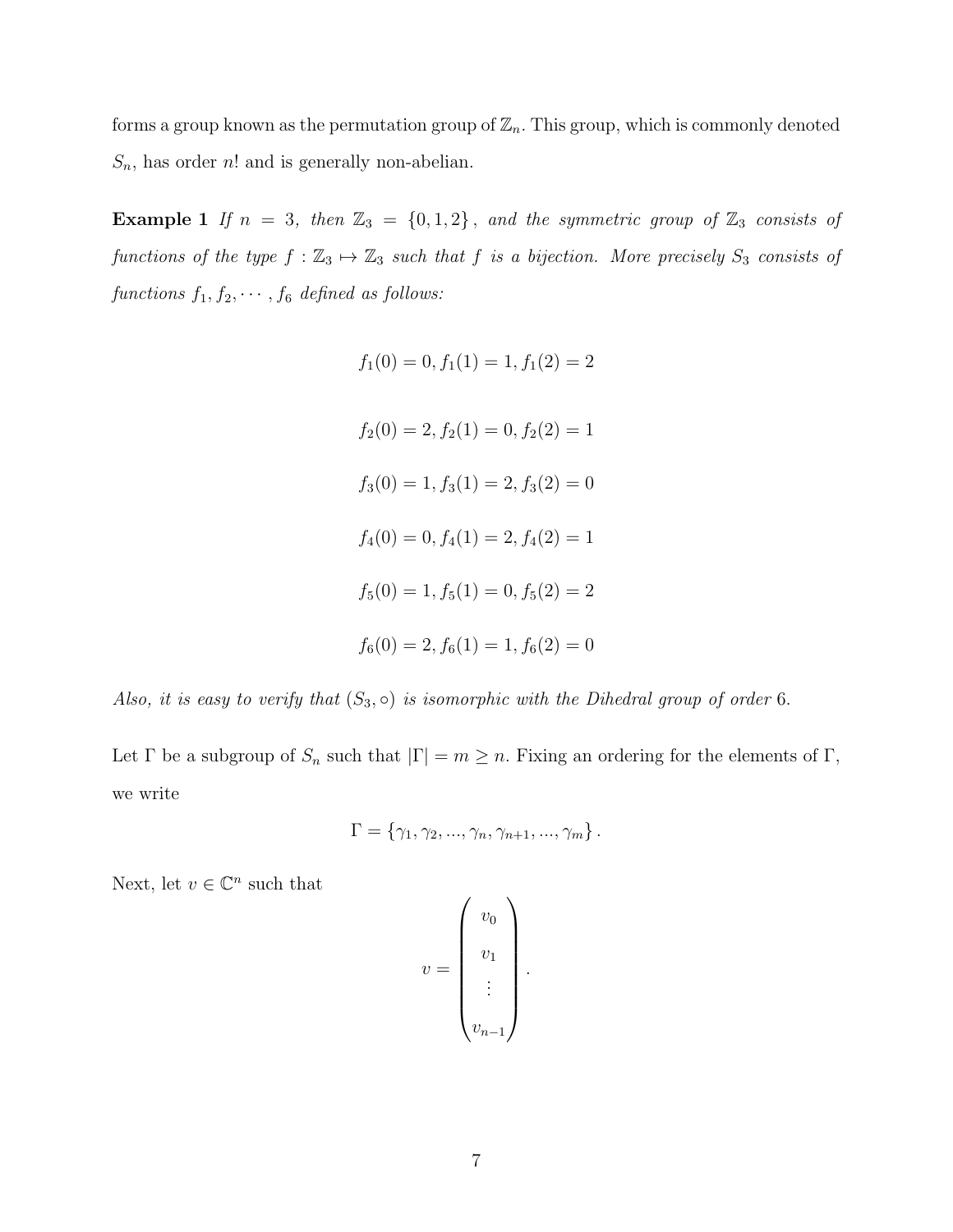forms a group known as the permutation group of $\mathbb{Z}_n$. This group, which is commonly denoted $S_n$, has order $n!$ and is generally non-abelian.

**Example 1** *If $n = 3$, then $\mathbb{Z}_3 = \{0, 1, 2\}$, and the symmetric group of $\mathbb{Z}_3$ consists of functions of the type $f : \mathbb{Z}_3 \mapsto \mathbb{Z}_3$ such that $f$ is a bijection. More precisely $S_3$ consists of functions $f_1, f_2, \cdots, f_6$ defined as follows:*

$$f_1(0) = 0, f_1(1) = 1, f_1(2) = 2$$

$$f_2(0) = 2, f_2(1) = 0, f_2(2) = 1$$

$$f_3(0) = 1, f_3(1) = 2, f_3(2) = 0$$

$$f_4(0) = 0, f_4(1) = 2, f_4(2) = 1$$

$$f_5(0) = 1, f_5(1) = 0, f_5(2) = 2$$

$$f_6(0) = 2, f_6(1) = 1, f_6(2) = 0$$

*Also, it is easy to verify that $(S_3, \circ)$ is isomorphic with the Dihedral group of order 6.*

Let $\Gamma$ be a subgroup of $S_n$ such that $|\Gamma| = m \geq n$. Fixing an ordering for the elements of $\Gamma$, we write

$$\Gamma = \{\gamma_1, \gamma_2, ..., \gamma_n, \gamma_{n+1}, ..., \gamma_m\}.$$

Next, let $v \in \mathbb{C}^n$ such that

$$v = \begin{pmatrix} v_0 \\ v_1 \\ \vdots \\ v_{n-1} \end{pmatrix}.$$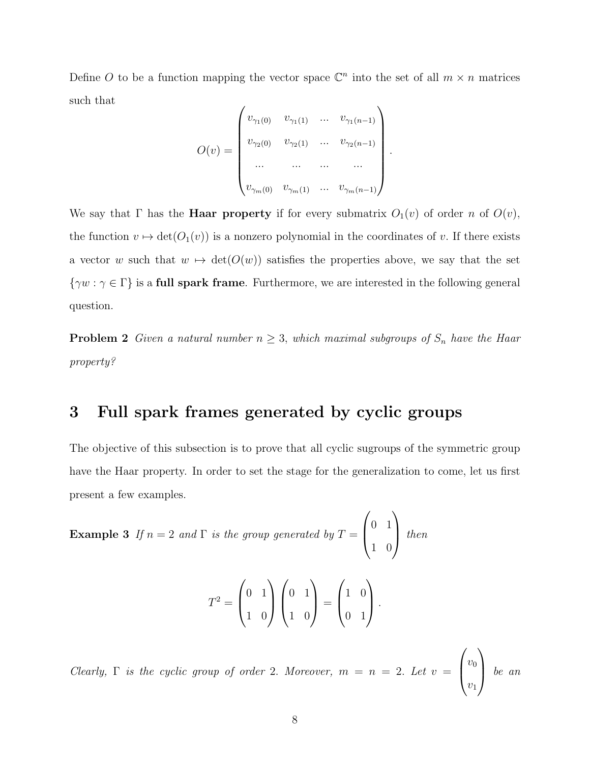Define $O$ to be a function mapping the vector space $\mathbb{C}^n$ into the set of all $m \times n$ matrices such that

$$O(v) = \begin{pmatrix} v_{\gamma_1(0)} & v_{\gamma_1(1)} & \cdots & v_{\gamma_1(n-1)} \\ v_{\gamma_2(0)} & v_{\gamma_2(1)} & \cdots & v_{\gamma_2(n-1)} \\ \cdots & \cdots & \cdots & \cdots \\ v_{\gamma_m(0)} & v_{\gamma_m(1)} & \cdots & v_{\gamma_m(n-1)} \end{pmatrix}.$$

We say that $\Gamma$ has the **Haar property** if for every submatrix $O_1(v)$ of order $n$ of $O(v)$, the function $v \mapsto \det(O_1(v))$ is a nonzero polynomial in the coordinates of $v$. If there exists a vector $w$ such that $w \mapsto \det(O(w))$ satisfies the properties above, we say that the set $\{\gamma w : \gamma \in \Gamma\}$ is a **full spark frame**. Furthermore, we are interested in the following general question.

**Problem 2** *Given a natural number $n \geq 3$, which maximal subgroups of $S_n$ have the Haar property?*

## 3 Full spark frames generated by cyclic groups

The objective of this subsection is to prove that all cyclic sugroups of the symmetric group have the Haar property. In order to set the stage for the generalization to come, let us first present a few examples.

**Example 3** *If $n = 2$ and $\Gamma$ is the group generated by $T = \begin{pmatrix} 0 & 1 \\ 1 & 0 \end{pmatrix}$ then*

$$T^2 = \begin{pmatrix} 0 & 1 \\ 1 & 0 \end{pmatrix} \begin{pmatrix} 0 & 1 \\ 1 & 0 \end{pmatrix} = \begin{pmatrix} 1 & 0 \\ 0 & 1 \end{pmatrix}.$$

*Clearly, $\Gamma$ is the cyclic group of order 2. Moreover, $m = n = 2$. Let $v = \begin{pmatrix} v_0 \\ v_1 \end{pmatrix}$ be an*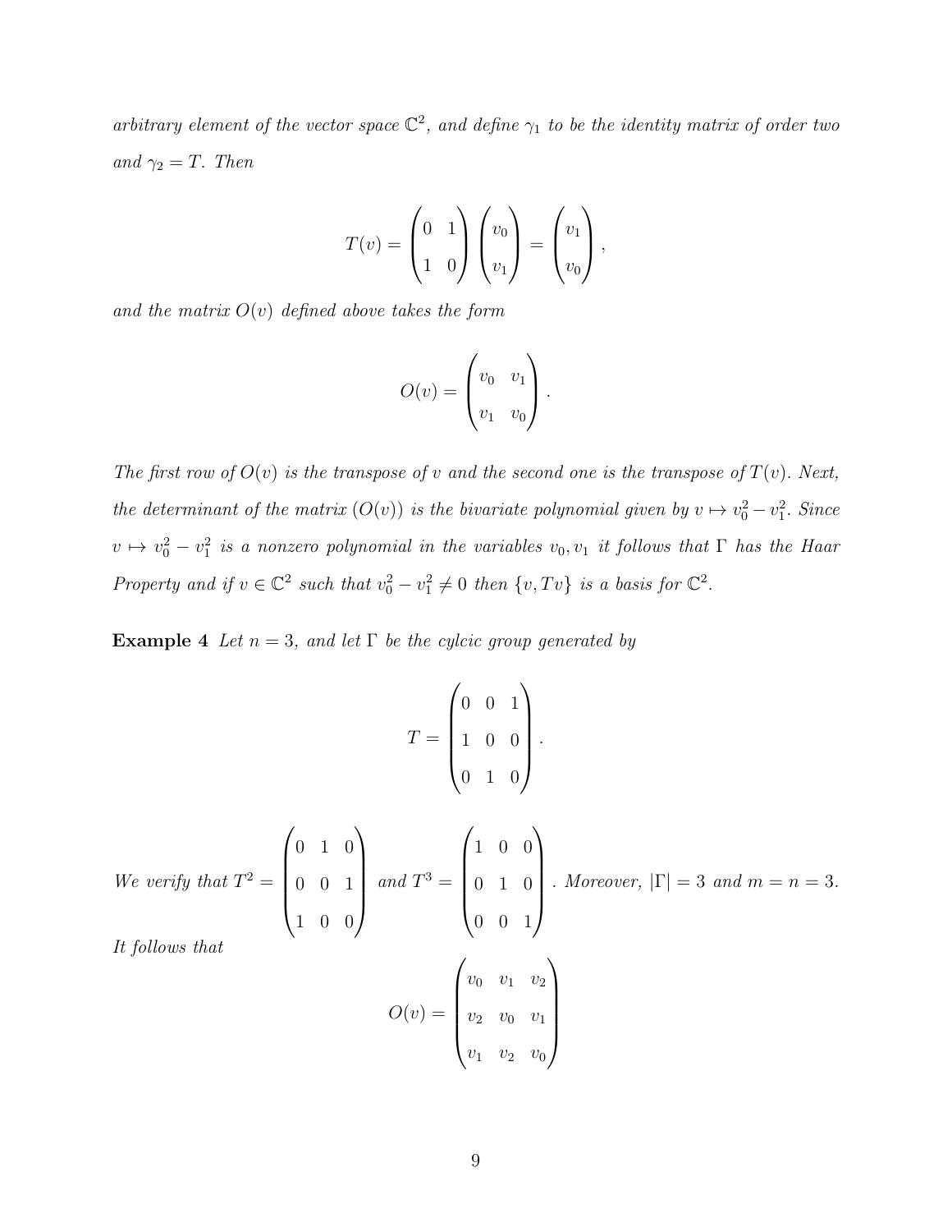*arbitrary element of the vector space $\mathbb{C}^2$, and define $\gamma_1$ to be the identity matrix of order two and $\gamma_2 = T$. Then*

$$T(v) = \begin{pmatrix} 0 & 1 \\ 1 & 0 \end{pmatrix} \begin{pmatrix} v_0 \\ v_1 \end{pmatrix} = \begin{pmatrix} v_1 \\ v_0 \end{pmatrix},$$

*and the matrix $O(v)$ defined above takes the form*

$$O(v) = \begin{pmatrix} v_0 & v_1 \\ v_1 & v_0 \end{pmatrix}.$$

*The first row of $O(v)$ is the transpose of $v$ and the second one is the transpose of $T(v)$. Next, the determinant of the matrix $(O(v))$ is the bivariate polynomial given by $v \mapsto v_0^2 - v_1^2$. Since $v \mapsto v_0^2 - v_1^2$ is a nonzero polynomial in the variables $v_0, v_1$ it follows that $\Gamma$ has the Haar Property and if $v \in \mathbb{C}^2$ such that $v_0^2 - v_1^2 \neq 0$ then $\{v, Tv\}$ is a basis for $\mathbb{C}^2$.*

**Example 4** *Let $n = 3$, and let $\Gamma$ be the cylcic group generated by*

$$T = \begin{pmatrix} 0 & 0 & 1 \\ 1 & 0 & 0 \\ 0 & 1 & 0 \end{pmatrix}.$$

*We verify that $T^2 = \begin{pmatrix} 0 & 1 & 0 \\ 0 & 0 & 1 \\ 1 & 0 & 0 \end{pmatrix}$ and $T^3 = \begin{pmatrix} 1 & 0 & 0 \\ 0 & 1 & 0 \\ 0 & 0 & 1 \end{pmatrix}$. Moreover, $|\Gamma| = 3$ and $m = n = 3$. It follows that*

$$O(v) = \begin{pmatrix} v_0 & v_1 & v_2 \\ v_2 & v_0 & v_1 \\ v_1 & v_2 & v_0 \end{pmatrix}$$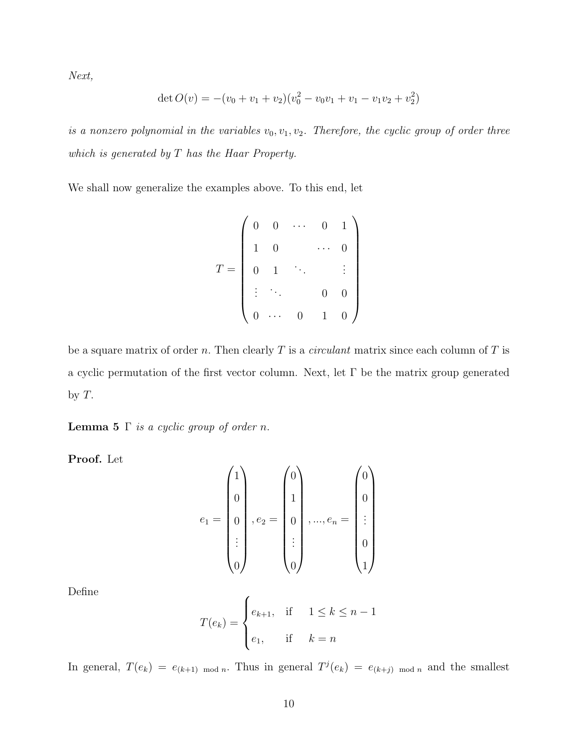*Next,*

$$\det O(v) = -(v_0 + v_1 + v_2)(v_0^2 - v_0 v_1 + v_1 - v_1 v_2 + v_2^2)$$

*is a nonzero polynomial in the variables $v_0, v_1, v_2$. Therefore, the cyclic group of order three which is generated by $T$ has the Haar Property.*

We shall now generalize the examples above. To this end, let

$$T = \begin{pmatrix} 0 & 0 & \cdots & 0 & 1 \\ 1 & 0 & & \cdots & 0 \\ 0 & 1 & \ddots & & \vdots \\ \vdots & \ddots & & 0 & 0 \\ 0 & \cdots & 0 & 1 & 0 \end{pmatrix}$$

be a square matrix of order $n$. Then clearly $T$ is a *circulant* matrix since each column of $T$ is a cyclic permutation of the first vector column. Next, let $\Gamma$ be the matrix group generated by $T$.

**Lemma 5** *$\Gamma$ is a cyclic group of order $n$.*

**Proof.** Let

$$e_1 = \begin{pmatrix} 1 \\ 0 \\ 0 \\ \vdots \\ 0 \end{pmatrix}, e_2 = \begin{pmatrix} 0 \\ 1 \\ 0 \\ \vdots \\ 0 \end{pmatrix}, ..., e_n = \begin{pmatrix} 0 \\ 0 \\ \vdots \\ 0 \\ 1 \end{pmatrix}$$

Define

$$T(e_k) = \begin{cases} e_{k+1}, & \text{if} \quad 1 \leq k \leq n-1 \\ e_1, & \text{if} \quad k = n \end{cases}$$

In general, $T(e_k) = e_{(k+1) \mod n}$. Thus in general $T^j(e_k) = e_{(k+j) \mod n}$ and the smallest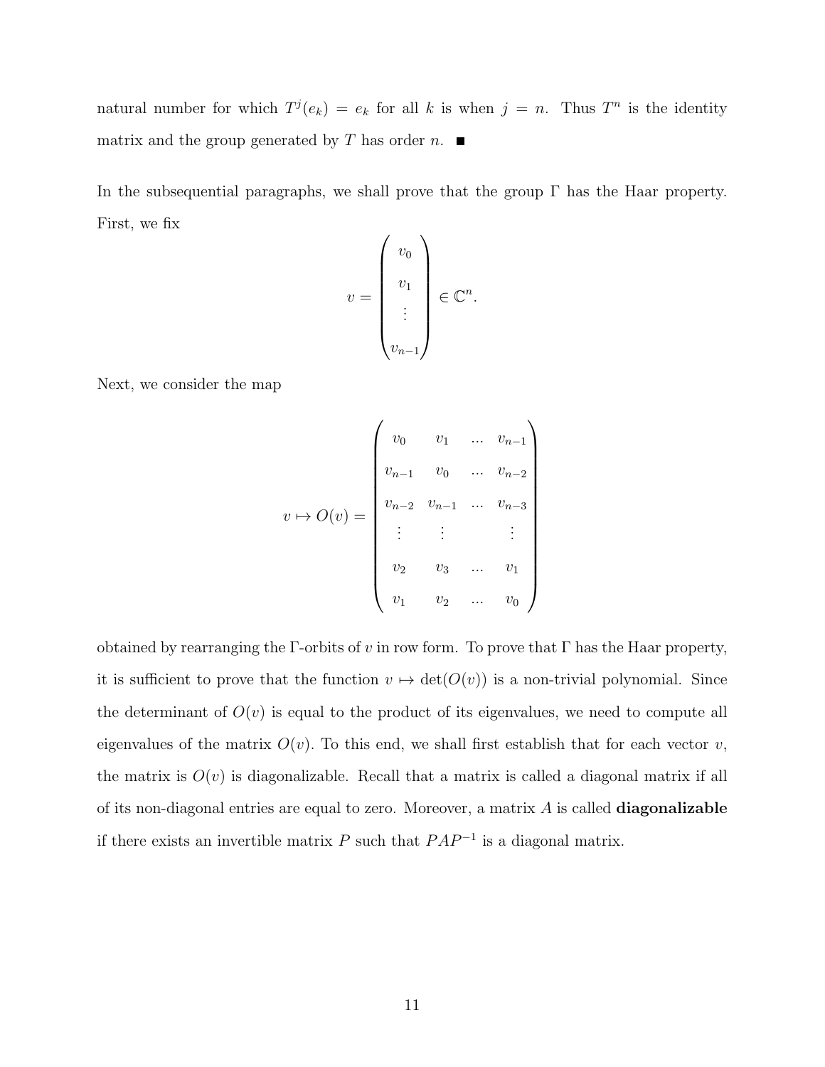natural number for which $T^j(e_k) = e_k$ for all $k$ is when $j = n$. Thus $T^n$ is the identity matrix and the group generated by $T$ has order $n$. ■

In the subsequential paragraphs, we shall prove that the group $\Gamma$ has the Haar property. First, we fix

$$v = \begin{pmatrix} v_0 \\ v_1 \\ \vdots \\ v_{n-1} \end{pmatrix} \in \mathbb{C}^n.$$

Next, we consider the map

$$v \mapsto O(v) = \begin{pmatrix} v_0 & v_1 & \dots & v_{n-1} \\ v_{n-1} & v_0 & \dots & v_{n-2} \\ v_{n-2} & v_{n-1} & \dots & v_{n-3} \\ \vdots & \vdots & & \vdots \\ v_2 & v_3 & \dots & v_1 \\ v_1 & v_2 & \dots & v_0 \end{pmatrix}$$

obtained by rearranging the $\Gamma$-orbits of $v$ in row form. To prove that $\Gamma$ has the Haar property, it is sufficient to prove that the function $v \mapsto \det(O(v))$ is a non-trivial polynomial. Since the determinant of $O(v)$ is equal to the product of its eigenvalues, we need to compute all eigenvalues of the matrix $O(v)$. To this end, we shall first establish that for each vector $v$, the matrix is $O(v)$ is diagonalizable. Recall that a matrix is called a diagonal matrix if all of its non-diagonal entries are equal to zero. Moreover, a matrix $A$ is called **diagonalizable** if there exists an invertible matrix $P$ such that $PAP^{-1}$ is a diagonal matrix.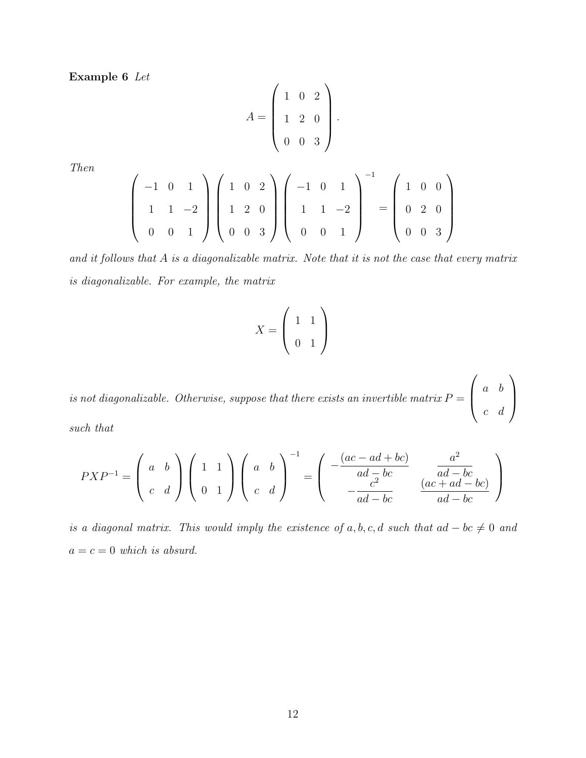**Example 6** *Let*

$$A = \begin{pmatrix} 1 & 0 & 2 \\ 1 & 2 & 0 \\ 0 & 0 & 3 \end{pmatrix}.$$

*Then*

$$\begin{pmatrix} -1 & 0 & 1 \\ 1 & 1 & -2 \\ 0 & 0 & 1 \end{pmatrix} \begin{pmatrix} 1 & 0 & 2 \\ 1 & 2 & 0 \\ 0 & 0 & 3 \end{pmatrix} \begin{pmatrix} -1 & 0 & 1 \\ 1 & 1 & -2 \\ 0 & 0 & 1 \end{pmatrix}^{-1} = \begin{pmatrix} 1 & 0 & 0 \\ 0 & 2 & 0 \\ 0 & 0 & 3 \end{pmatrix}$$

*and it follows that $A$ is a diagonalizable matrix. Note that it is not the case that every matrix is diagonalizable. For example, the matrix*

$$X = \begin{pmatrix} 1 & 1 \\ 0 & 1 \end{pmatrix}$$

*is not diagonalizable. Otherwise, suppose that there exists an invertible matrix $P = \begin{pmatrix} a & b \\ c & d \end{pmatrix}$ such that*

$$PXP^{-1} = \begin{pmatrix} a & b \\ c & d \end{pmatrix} \begin{pmatrix} 1 & 1 \\ 0 & 1 \end{pmatrix} \begin{pmatrix} a & b \\ c & d \end{pmatrix}^{-1} = \begin{pmatrix} -\dfrac{(ac - ad + bc)}{ad - bc} & \dfrac{a^2}{ad - bc} \\ -\dfrac{c^2}{ad - bc} & \dfrac{(ac + ad - bc)}{ad - bc} \end{pmatrix}$$

*is a diagonal matrix. This would imply the existence of $a, b, c, d$ such that $ad - bc \neq 0$ and $a = c = 0$ which is absurd.*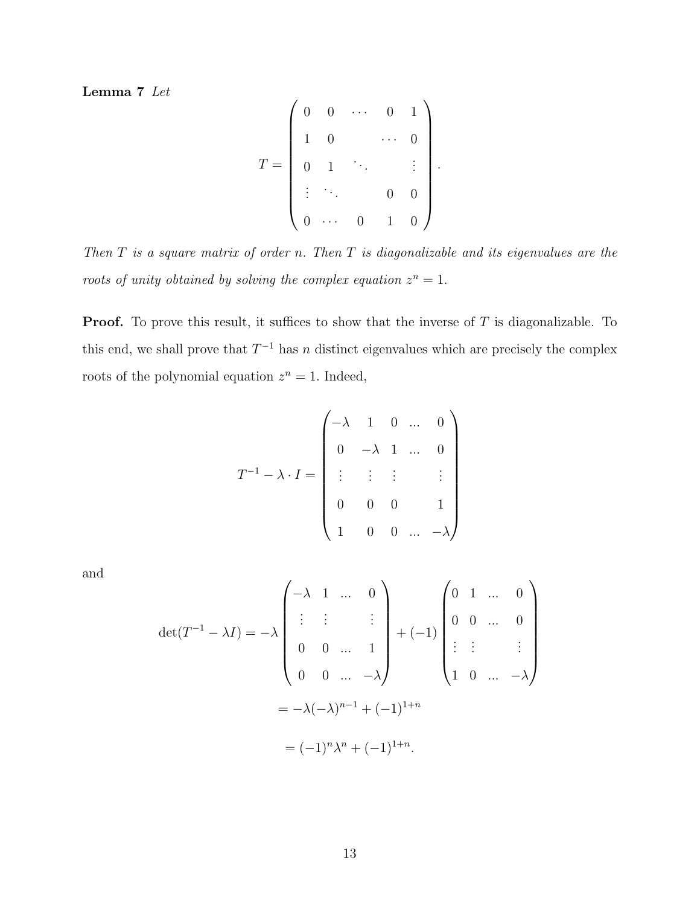**Lemma 7** *Let*

$$T = \begin{pmatrix} 0 & 0 & \cdots & 0 & 1 \\ 1 & 0 & & \cdots & 0 \\ 0 & 1 & \ddots & & \vdots \\ \vdots & \ddots & & 0 & 0 \\ 0 & \cdots & 0 & 1 & 0 \end{pmatrix}.$$

*Then $T$ is a square matrix of order $n$. Then $T$ is diagonalizable and its eigenvalues are the roots of unity obtained by solving the complex equation $z^n = 1$.*

**Proof.** To prove this result, it suffices to show that the inverse of $T$ is diagonalizable. To this end, we shall prove that $T^{-1}$ has $n$ distinct eigenvalues which are precisely the complex roots of the polynomial equation $z^n = 1$. Indeed,

$$T^{-1} - \lambda \cdot I = \begin{pmatrix} -\lambda & 1 & 0 & ... & 0 \\ 0 & -\lambda & 1 & ... & 0 \\ \vdots & \vdots & \vdots & & \vdots \\ 0 & 0 & 0 & & 1 \\ 1 & 0 & 0 & ... & -\lambda \end{pmatrix}$$

and

$$\det(T^{-1} - \lambda I) = -\lambda \begin{pmatrix} -\lambda & 1 & ... & 0 \\ \vdots & \vdots & & \vdots \\ 0 & 0 & ... & 1 \\ 0 & 0 & ... & -\lambda \end{pmatrix} + (-1) \begin{pmatrix} 0 & 1 & ... & 0 \\ 0 & 0 & ... & 0 \\ \vdots & \vdots & & \vdots \\ 1 & 0 & ... & -\lambda \end{pmatrix}$$

$$= -\lambda(-\lambda)^{n-1} + (-1)^{1+n}$$

$$= (-1)^n \lambda^n + (-1)^{1+n}.$$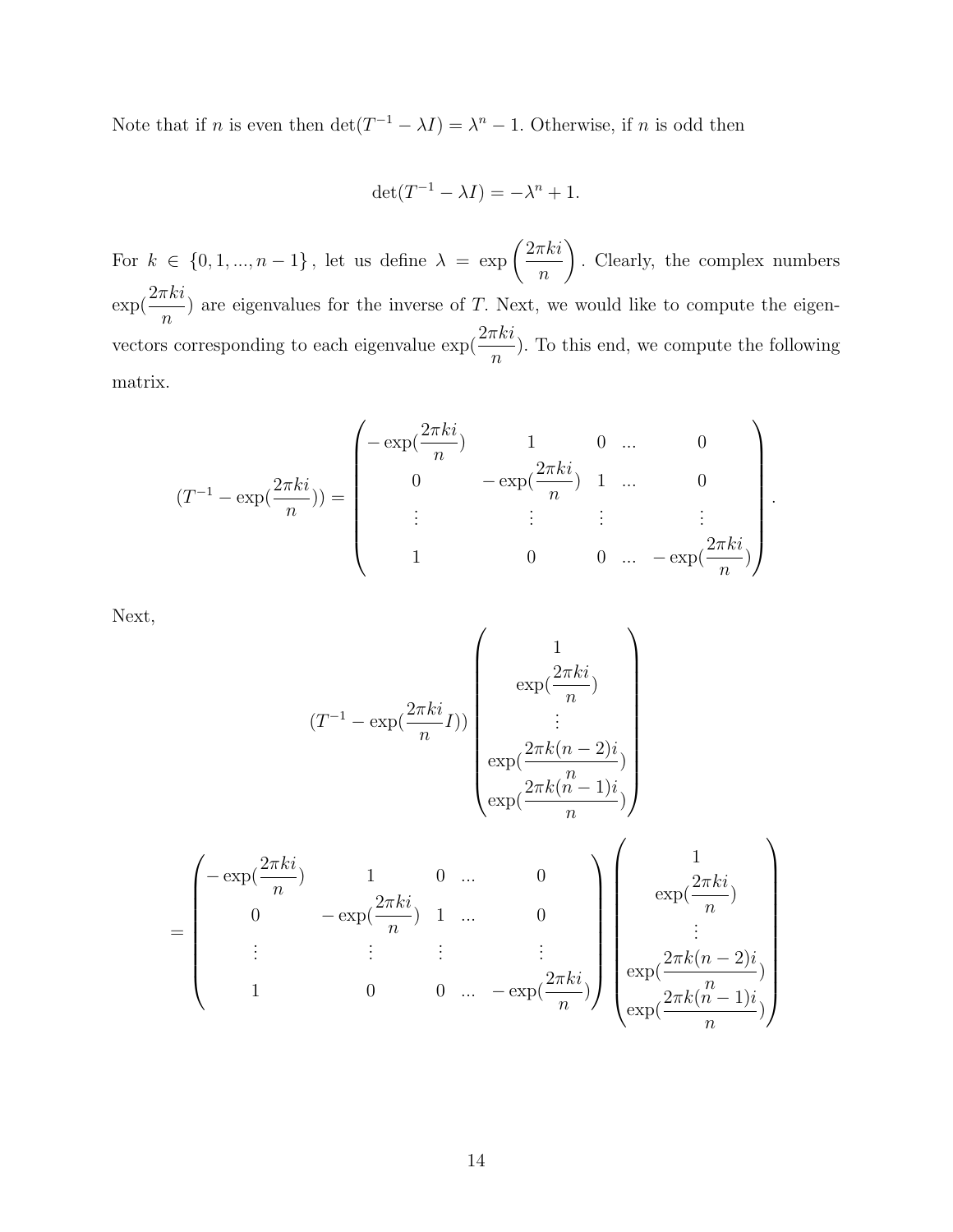Note that if $n$ is even then $\det(T^{-1} - \lambda I) = \lambda^n - 1$. Otherwise, if $n$ is odd then

$$\det(T^{-1} - \lambda I) = -\lambda^n + 1.$$

For $k \in \{0, 1, ..., n-1\}$, let us define $\lambda = \exp\left(\frac{2\pi k i}{n}\right)$. Clearly, the complex numbers $\exp(\frac{2\pi k i}{n})$ are eigenvalues for the inverse of $T$. Next, we would like to compute the eigenvectors corresponding to each eigenvalue $\exp(\frac{2\pi k i}{n})$. To this end, we compute the following matrix.

$$(T^{-1} - \exp(\frac{2\pi k i}{n})) = \begin{pmatrix} -\exp(\frac{2\pi k i}{n}) & 1 & 0 & ... & 0 \\ 0 & -\exp(\frac{2\pi k i}{n}) & 1 & ... & 0 \\ \vdots & \vdots & \vdots & & \vdots \\ 1 & 0 & 0 & ... & -\exp(\frac{2\pi k i}{n}) \end{pmatrix}.$$

Next,

$$(T^{-1} - \exp(\frac{2\pi k i}{n} I)) \begin{pmatrix} 1 \\ \exp(\frac{2\pi k i}{n}) \\ \vdots \\ \exp(\frac{2\pi k (n-2) i}{n}) \\ \exp(\frac{2\pi k (n-1) i}{n}) \end{pmatrix}$$

$$= \begin{pmatrix} -\exp(\frac{2\pi k i}{n}) & 1 & 0 & ... & 0 \\ 0 & -\exp(\frac{2\pi k i}{n}) & 1 & ... & 0 \\ \vdots & \vdots & \vdots & & \vdots \\ 1 & 0 & 0 & ... & -\exp(\frac{2\pi k i}{n}) \end{pmatrix} \begin{pmatrix} 1 \\ \exp(\frac{2\pi k i}{n}) \\ \vdots \\ \exp(\frac{2\pi k (n-2) i}{n}) \\ \exp(\frac{2\pi k (n-1) i}{n}) \end{pmatrix}$$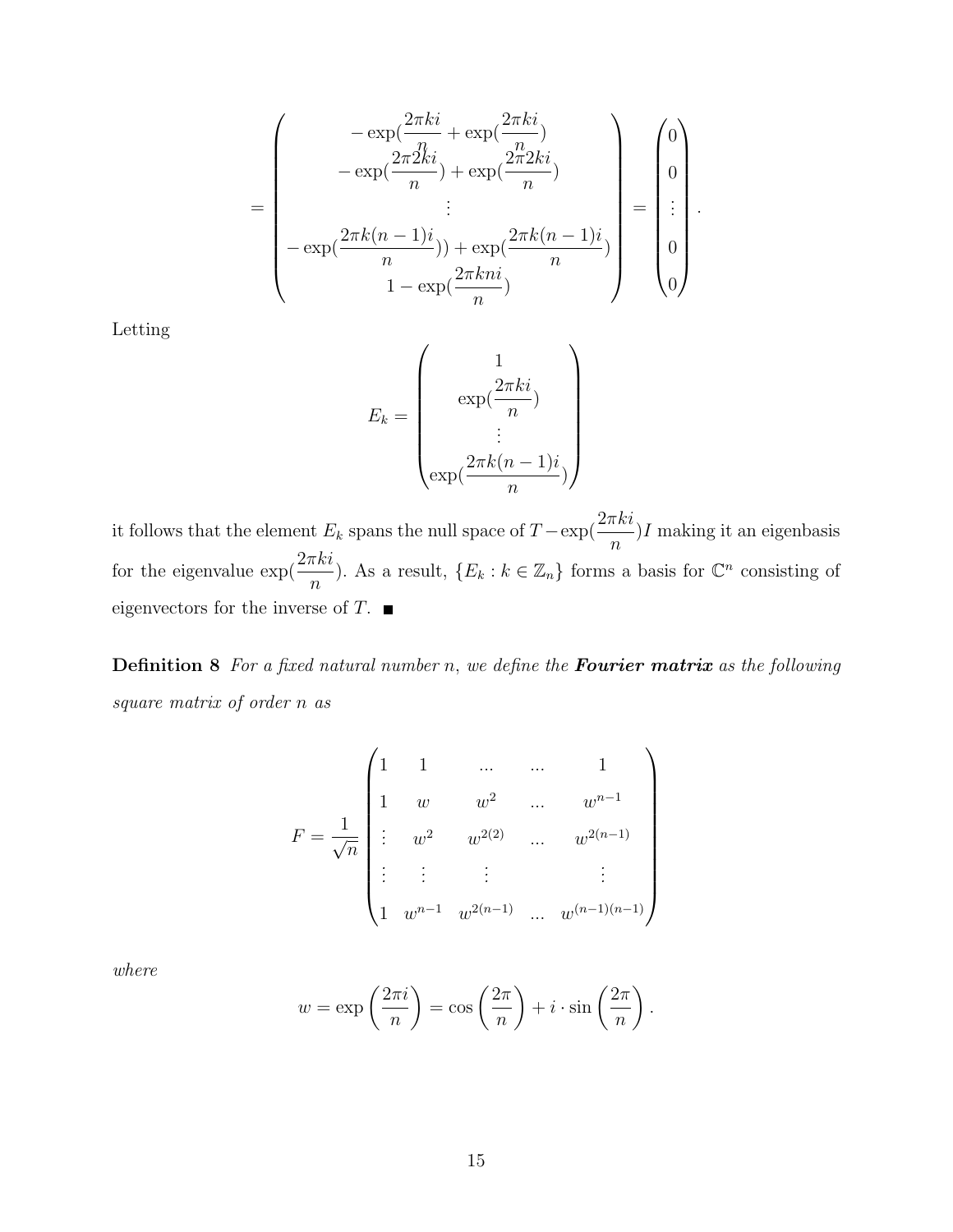$$
= \begin{pmatrix} -\exp(\frac{2\pi ki}{n} + \exp(\frac{2\pi ki}{n}) \\ -\exp(\frac{2\pi 2ki}{n}) + \exp(\frac{2\pi 2ki}{n}) \\ \vdots \\ -\exp(\frac{2\pi k(n-1)i}{n})) + \exp(\frac{2\pi k(n-1)i}{n}) \\ 1 - \exp(\frac{2\pi kni}{n}) \end{pmatrix} = \begin{pmatrix} 0 \\ 0 \\ \vdots \\ 0 \\ 0 \end{pmatrix}.
$$

Letting

$$
E_k = \begin{pmatrix} 1 \\ \exp(\frac{2\pi ki}{n}) \\ \vdots \\ \exp(\frac{2\pi k(n-1)i}{n}) \end{pmatrix}
$$

it follows that the element $E_k$ spans the null space of $T - \exp(\frac{2\pi ki}{n})I$ making it an eigenbasis for the eigenvalue $\exp(\frac{2\pi ki}{n})$. As a result, $\{E_k : k \in \mathbb{Z}_n\}$ forms a basis for $\mathbb{C}^n$ consisting of eigenvectors for the inverse of $T$. ■

**Definition 8** *For a fixed natural number $n$, we define the **Fourier matrix** as the following square matrix of order $n$ as*

$$
F = \frac{1}{\sqrt{n}} \begin{pmatrix} 1 & 1 & \ldots & \ldots & 1 \\ 1 & w & w^2 & \ldots & w^{n-1} \\ \vdots & w^2 & w^{2(2)} & \ldots & w^{2(n-1)} \\ \vdots & \vdots & \vdots & & \vdots \\ 1 & w^{n-1} & w^{2(n-1)} & \ldots & w^{(n-1)(n-1)} \end{pmatrix}
$$

*where*

$$
w = \exp\left(\frac{2\pi i}{n}\right) = \cos\left(\frac{2\pi}{n}\right) + i \cdot \sin\left(\frac{2\pi}{n}\right).
$$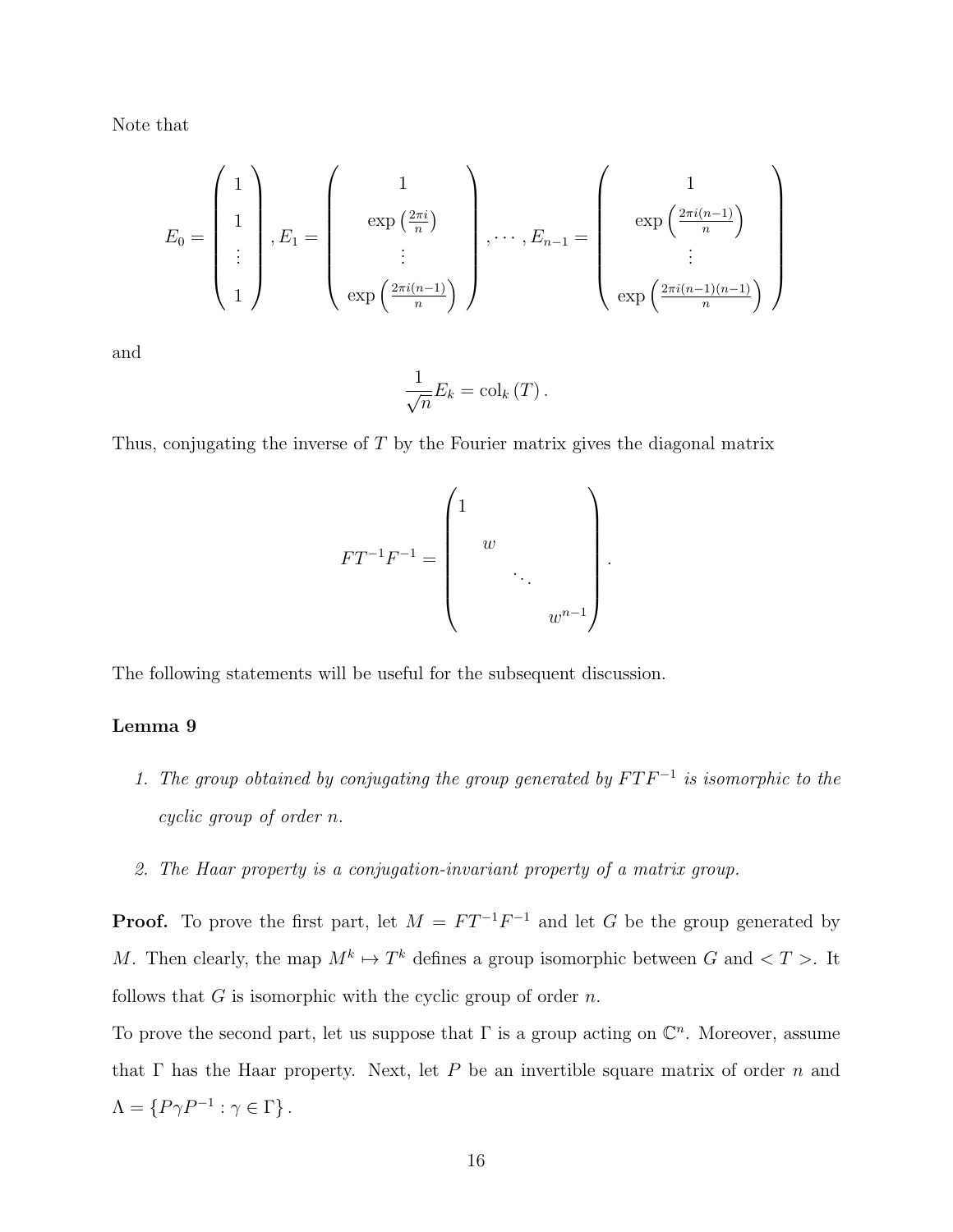Note that

$$E_0 = \begin{pmatrix} 1 \\ 1 \\ \vdots \\ 1 \end{pmatrix}, E_1 = \begin{pmatrix} 1 \\ \exp\left(\frac{2\pi i}{n}\right) \\ \vdots \\ \exp\left(\frac{2\pi i(n-1)}{n}\right) \end{pmatrix}, \cdots, E_{n-1} = \begin{pmatrix} 1 \\ \exp\left(\frac{2\pi i(n-1)}{n}\right) \\ \vdots \\ \exp\left(\frac{2\pi i(n-1)(n-1)}{n}\right) \end{pmatrix}$$

and

$$\frac{1}{\sqrt{n}} E_k = \mathrm{col}_k\left(T\right).$$

Thus, conjugating the inverse of $T$ by the Fourier matrix gives the diagonal matrix

$$FT^{-1}F^{-1} = \begin{pmatrix} 1 & & & \\ & w & & \\ & & \ddots & \\ & & & w^{n-1} \end{pmatrix}.$$

The following statements will be useful for the subsequent discussion.

**Lemma 9**

1. *The group obtained by conjugating the group generated by $FTF^{-1}$ is isomorphic to the cyclic group of order $n$.*
2. *The Haar property is a conjugation-invariant property of a matrix group.*

**Proof.** To prove the first part, let $M = FT^{-1}F^{-1}$ and let $G$ be the group generated by $M$. Then clearly, the map $M^k \mapsto T^k$ defines a group isomorphic between $G$ and $< T >$. It follows that $G$ is isomorphic with the cyclic group of order $n$.

To prove the second part, let us suppose that $\Gamma$ is a group acting on $\mathbb{C}^n$. Moreover, assume that $\Gamma$ has the Haar property. Next, let $P$ be an invertible square matrix of order $n$ and $\Lambda = \{P\gamma P^{-1} : \gamma \in \Gamma\}$.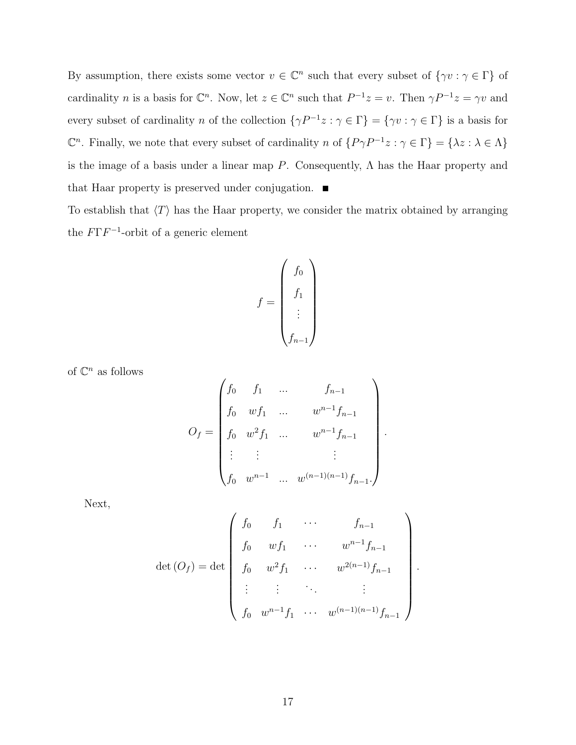By assumption, there exists some vector $v \in \mathbb{C}^n$ such that every subset of $\{\gamma v : \gamma \in \Gamma\}$ of cardinality $n$ is a basis for $\mathbb{C}^n$. Now, let $z \in \mathbb{C}^n$ such that $P^{-1}z = v$. Then $\gamma P^{-1} z = \gamma v$ and every subset of cardinality $n$ of the collection $\{\gamma P^{-1} z : \gamma \in \Gamma\} = \{\gamma v : \gamma \in \Gamma\}$ is a basis for $\mathbb{C}^n$. Finally, we note that every subset of cardinality $n$ of $\{P\gamma P^{-1} z : \gamma \in \Gamma\} = \{\lambda z : \lambda \in \Lambda\}$ is the image of a basis under a linear map $P$. Consequently, $\Lambda$ has the Haar property and that Haar property is preserved under conjugation. ■

To establish that $\langle T \rangle$ has the Haar property, we consider the matrix obtained by arranging the $F\Gamma F^{-1}$-orbit of a generic element

$$f = \begin{pmatrix} f_0 \\ f_1 \\ \vdots \\ f_{n-1} \end{pmatrix}$$

of $\mathbb{C}^n$ as follows

$$O_f = \begin{pmatrix} f_0 & f_1 & ... & f_{n-1} \\ f_0 & wf_1 & ... & w^{n-1} f_{n-1} \\ f_0 & w^2 f_1 & ... & w^{n-1} f_{n-1} \\ \vdots & \vdots & & \vdots \\ f_0 & w^{n-1} & ... & w^{(n-1)(n-1)} f_{n-1}. \end{pmatrix}.$$

Next,

$$\det(O_f) = \det \begin{pmatrix} f_0 & f_1 & \cdots & f_{n-1} \\ f_0 & wf_1 & \cdots & w^{n-1} f_{n-1} \\ f_0 & w^2 f_1 & \cdots & w^{2(n-1)} f_{n-1} \\ \vdots & \vdots & \ddots & \vdots \\ f_0 & w^{n-1} f_1 & \cdots & w^{(n-1)(n-1)} f_{n-1} \end{pmatrix}.$$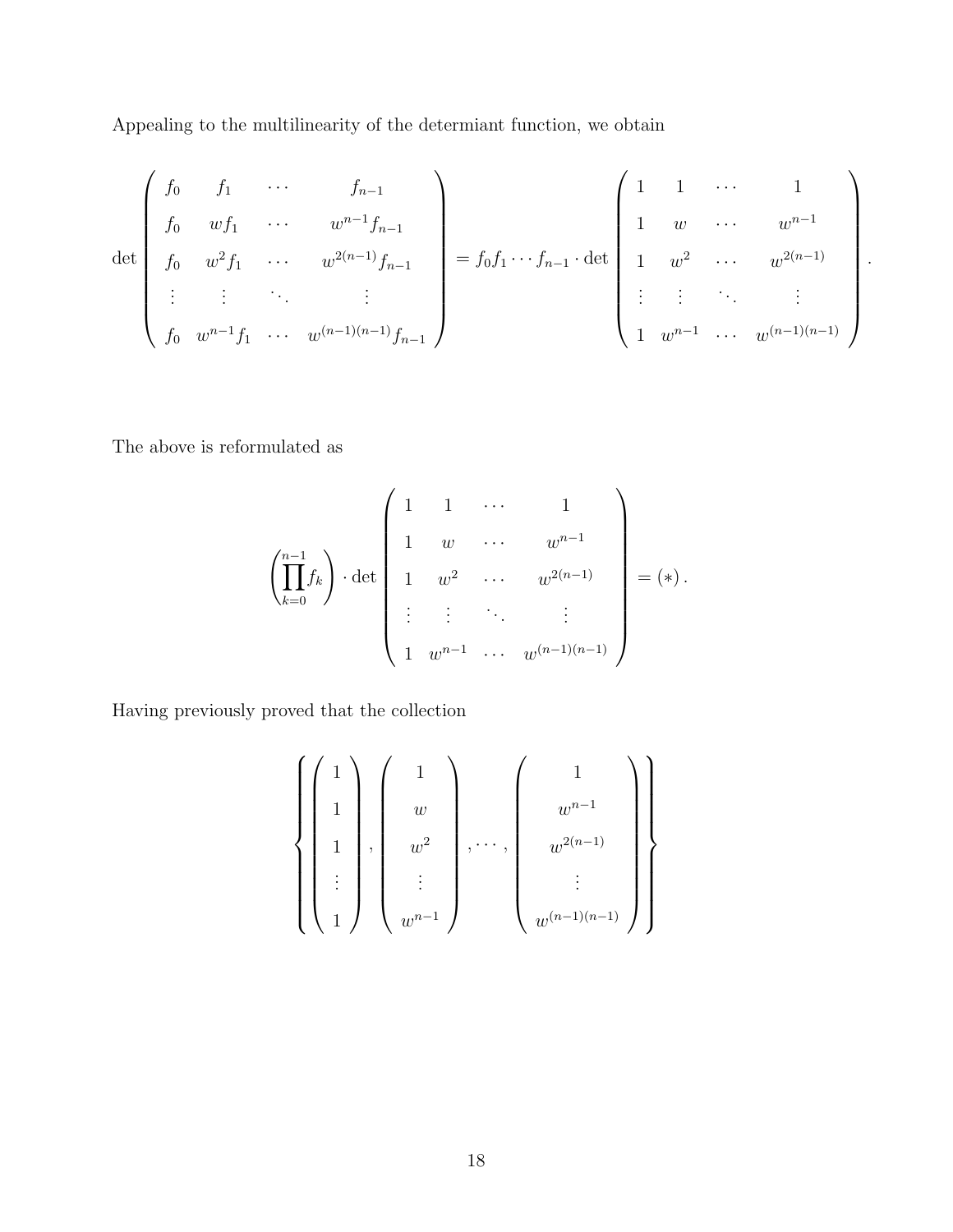Appealing to the multilinearity of the determiant function, we obtain

$$\det\begin{pmatrix} f_0 & f_1 & \cdots & f_{n-1} \\ f_0 & wf_1 & \cdots & w^{n-1}f_{n-1} \\ f_0 & w^2 f_1 & \cdots & w^{2(n-1)}f_{n-1} \\ \vdots & \vdots & \ddots & \vdots \\ f_0 & w^{n-1}f_1 & \cdots & w^{(n-1)(n-1)}f_{n-1} \end{pmatrix} = f_0 f_1 \cdots f_{n-1} \cdot \det\begin{pmatrix} 1 & 1 & \cdots & 1 \\ 1 & w & \cdots & w^{n-1} \\ 1 & w^2 & \cdots & w^{2(n-1)} \\ \vdots & \vdots & \ddots & \vdots \\ 1 & w^{n-1} & \cdots & w^{(n-1)(n-1)} \end{pmatrix}.$$

The above is reformulated as

$$\left(\prod_{k=0}^{n-1} f_k\right) \cdot \det\begin{pmatrix} 1 & 1 & \cdots & 1 \\ 1 & w & \cdots & w^{n-1} \\ 1 & w^2 & \cdots & w^{2(n-1)} \\ \vdots & \vdots & \ddots & \vdots \\ 1 & w^{n-1} & \cdots & w^{(n-1)(n-1)} \end{pmatrix} = (*)\,.$$

Having previously proved that the collection

$$\left\{ \begin{pmatrix} 1 \\ 1 \\ 1 \\ \vdots \\ 1 \end{pmatrix}, \begin{pmatrix} 1 \\ w \\ w^2 \\ \vdots \\ w^{n-1} \end{pmatrix}, \cdots, \begin{pmatrix} 1 \\ w^{n-1} \\ w^{2(n-1)} \\ \vdots \\ w^{(n-1)(n-1)} \end{pmatrix} \right\}$$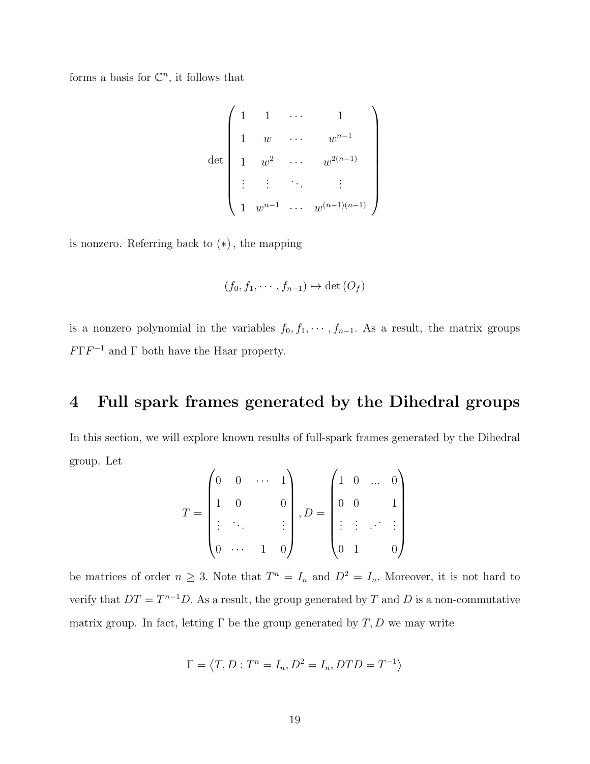forms a basis for $\mathbb{C}^n$, it follows that

$$\det \begin{pmatrix} 1 & 1 & \cdots & 1 \\ 1 & w & \cdots & w^{n-1} \\ 1 & w^2 & \cdots & w^{2(n-1)} \\ \vdots & \vdots & \ddots & \vdots \\ 1 & w^{n-1} & \cdots & w^{(n-1)(n-1)} \end{pmatrix}$$

is nonzero. Referring back to $(*)$, the mapping

$$(f_0, f_1, \cdots, f_{n-1}) \mapsto \det(O_f)$$

is a nonzero polynomial in the variables $f_0, f_1, \cdots, f_{n-1}$. As a result, the matrix groups $F\Gamma F^{-1}$ and $\Gamma$ both have the Haar property.

# 4 Full spark frames generated by the Dihedral groups

In this section, we will explore known results of full-spark frames generated by the Dihedral group. Let

$$T = \begin{pmatrix} 0 & 0 & \cdots & 1 \\ 1 & 0 & & 0 \\ \vdots & \ddots & & \vdots \\ 0 & \cdots & 1 & 0 \end{pmatrix}, D = \begin{pmatrix} 1 & 0 & \ldots & 0 \\ 0 & 0 & & 1 \\ \vdots & \vdots & \iddots & \vdots \\ 0 & 1 & & 0 \end{pmatrix}$$

be matrices of order $n \geq 3$. Note that $T^n = I_n$ and $D^2 = I_n$. Moreover, it is not hard to verify that $DT = T^{n-1}D$. As a result, the group generated by $T$ and $D$ is a non-commutative matrix group. In fact, letting $\Gamma$ be the group generated by $T, D$ we may write

$$\Gamma = \left\langle T, D : T^n = I_n, D^2 = I_n, DTD = T^{-1} \right\rangle$$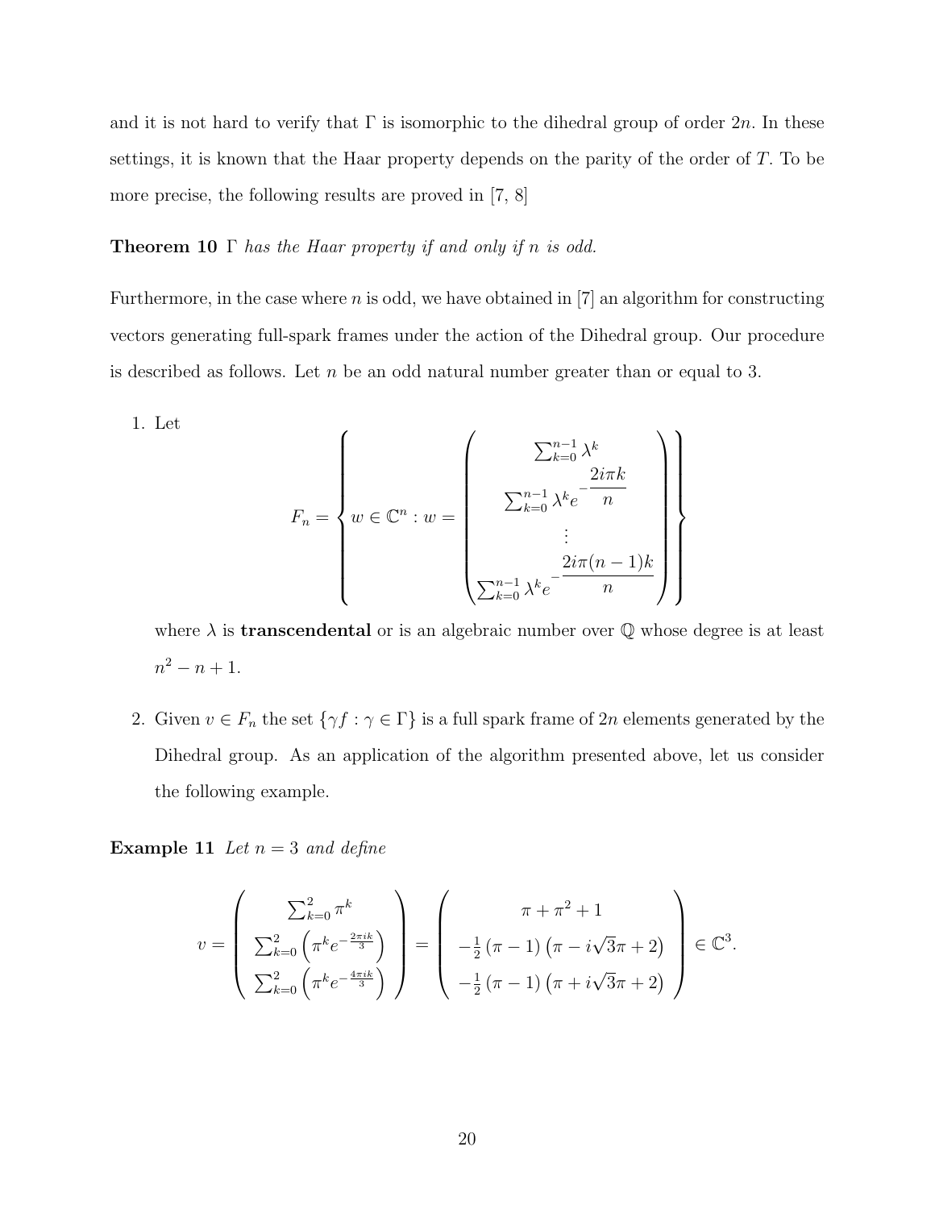and it is not hard to verify that $\Gamma$ is isomorphic to the dihedral group of order $2n$. In these settings, it is known that the Haar property depends on the parity of the order of $T$. To be more precise, the following results are proved in [7, 8]

**Theorem 10** *$\Gamma$ has the Haar property if and only if $n$ is odd.*

Furthermore, in the case where $n$ is odd, we have obtained in [7] an algorithm for constructing vectors generating full-spark frames under the action of the Dihedral group. Our procedure is described as follows. Let $n$ be an odd natural number greater than or equal to 3.

1. Let
$$F_n = \left\{ w \in \mathbb{C}^n : w = \begin{pmatrix} \sum_{k=0}^{n-1} \lambda^k \\ \sum_{k=0}^{n-1} \lambda^k e^{-\dfrac{2i\pi k}{n}} \\ \vdots \\ \sum_{k=0}^{n-1} \lambda^k e^{-\dfrac{2i\pi(n-1)k}{n}} \end{pmatrix} \right\}$$
where $\lambda$ is **transcendental** or is an algebraic number over $\mathbb{Q}$ whose degree is at least $n^2 - n + 1$.

2. Given $v \in F_n$ the set $\{\gamma f : \gamma \in \Gamma\}$ is a full spark frame of $2n$ elements generated by the Dihedral group. As an application of the algorithm presented above, let us consider the following example.

**Example 11** *Let $n = 3$ and define*

$$v = \begin{pmatrix} \sum_{k=0}^{2} \pi^k \\ \sum_{k=0}^{2} \left( \pi^k e^{-\frac{2\pi i k}{3}} \right) \\ \sum_{k=0}^{2} \left( \pi^k e^{-\frac{4\pi i k}{3}} \right) \end{pmatrix} = \begin{pmatrix} \pi + \pi^2 + 1 \\ -\frac{1}{2}(\pi - 1)\left(\pi - i\sqrt{3}\pi + 2\right) \\ -\frac{1}{2}(\pi - 1)\left(\pi + i\sqrt{3}\pi + 2\right) \end{pmatrix} \in \mathbb{C}^3.$$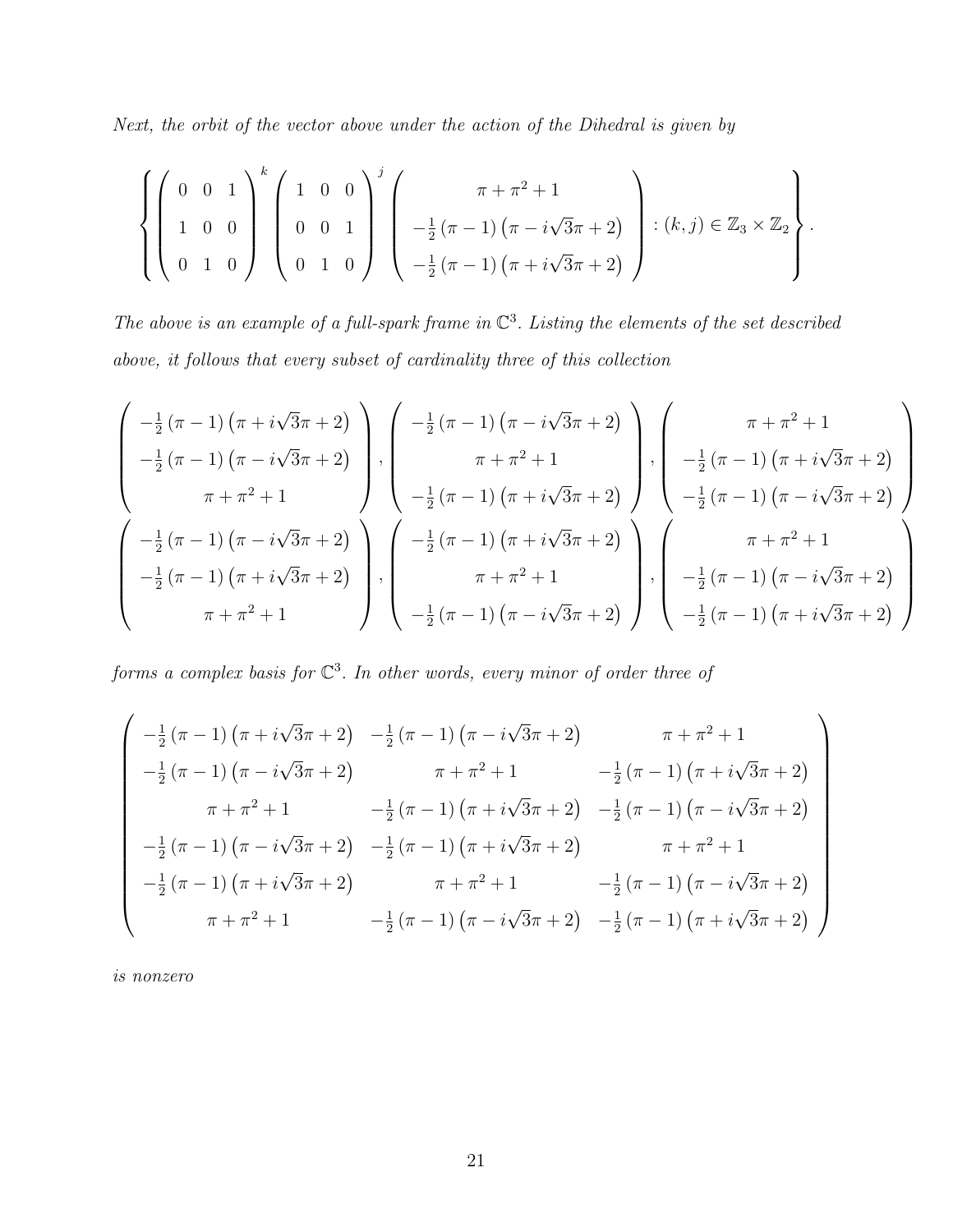*Next, the orbit of the vector above under the action of the Dihedral is given by*

$$\left\{ \begin{pmatrix} 0 & 0 & 1 \\ 1 & 0 & 0 \\ 0 & 1 & 0 \end{pmatrix}^k \begin{pmatrix} 1 & 0 & 0 \\ 0 & 0 & 1 \\ 0 & 1 & 0 \end{pmatrix}^j \begin{pmatrix} \pi + \pi^2 + 1 \\ -\frac{1}{2}(\pi - 1)\left(\pi - i\sqrt{3}\pi + 2\right) \\ -\frac{1}{2}(\pi - 1)\left(\pi + i\sqrt{3}\pi + 2\right) \end{pmatrix} : (k, j) \in \mathbb{Z}_3 \times \mathbb{Z}_2 \right\}.$$

*The above is an example of a full-spark frame in $\mathbb{C}^3$. Listing the elements of the set described above, it follows that every subset of cardinality three of this collection*

$$\begin{pmatrix} -\frac{1}{2}(\pi - 1)\left(\pi + i\sqrt{3}\pi + 2\right) \\ -\frac{1}{2}(\pi - 1)\left(\pi - i\sqrt{3}\pi + 2\right) \\ \pi + \pi^2 + 1 \end{pmatrix}, \begin{pmatrix} -\frac{1}{2}(\pi - 1)\left(\pi - i\sqrt{3}\pi + 2\right) \\ \pi + \pi^2 + 1 \\ -\frac{1}{2}(\pi - 1)\left(\pi + i\sqrt{3}\pi + 2\right) \end{pmatrix}, \begin{pmatrix} \pi + \pi^2 + 1 \\ -\frac{1}{2}(\pi - 1)\left(\pi + i\sqrt{3}\pi + 2\right) \\ -\frac{1}{2}(\pi - 1)\left(\pi - i\sqrt{3}\pi + 2\right) \end{pmatrix}$$

$$\begin{pmatrix} -\frac{1}{2}(\pi - 1)\left(\pi - i\sqrt{3}\pi + 2\right) \\ -\frac{1}{2}(\pi - 1)\left(\pi + i\sqrt{3}\pi + 2\right) \\ \pi + \pi^2 + 1 \end{pmatrix}, \begin{pmatrix} -\frac{1}{2}(\pi - 1)\left(\pi + i\sqrt{3}\pi + 2\right) \\ \pi + \pi^2 + 1 \\ -\frac{1}{2}(\pi - 1)\left(\pi - i\sqrt{3}\pi + 2\right) \end{pmatrix}, \begin{pmatrix} \pi + \pi^2 + 1 \\ -\frac{1}{2}(\pi - 1)\left(\pi - i\sqrt{3}\pi + 2\right) \\ -\frac{1}{2}(\pi - 1)\left(\pi + i\sqrt{3}\pi + 2\right) \end{pmatrix}$$

*forms a complex basis for $\mathbb{C}^3$. In other words, every minor of order three of*

$$\begin{pmatrix} -\frac{1}{2}(\pi - 1)\left(\pi + i\sqrt{3}\pi + 2\right) & -\frac{1}{2}(\pi - 1)\left(\pi - i\sqrt{3}\pi + 2\right) & \pi + \pi^2 + 1 \\ -\frac{1}{2}(\pi - 1)\left(\pi - i\sqrt{3}\pi + 2\right) & \pi + \pi^2 + 1 & -\frac{1}{2}(\pi - 1)\left(\pi + i\sqrt{3}\pi + 2\right) \\ \pi + \pi^2 + 1 & -\frac{1}{2}(\pi - 1)\left(\pi + i\sqrt{3}\pi + 2\right) & -\frac{1}{2}(\pi - 1)\left(\pi - i\sqrt{3}\pi + 2\right) \\ -\frac{1}{2}(\pi - 1)\left(\pi - i\sqrt{3}\pi + 2\right) & -\frac{1}{2}(\pi - 1)\left(\pi + i\sqrt{3}\pi + 2\right) & \pi + \pi^2 + 1 \\ -\frac{1}{2}(\pi - 1)\left(\pi + i\sqrt{3}\pi + 2\right) & \pi + \pi^2 + 1 & -\frac{1}{2}(\pi - 1)\left(\pi - i\sqrt{3}\pi + 2\right) \\ \pi + \pi^2 + 1 & -\frac{1}{2}(\pi - 1)\left(\pi - i\sqrt{3}\pi + 2\right) & -\frac{1}{2}(\pi - 1)\left(\pi + i\sqrt{3}\pi + 2\right) \end{pmatrix}$$

*is nonzero*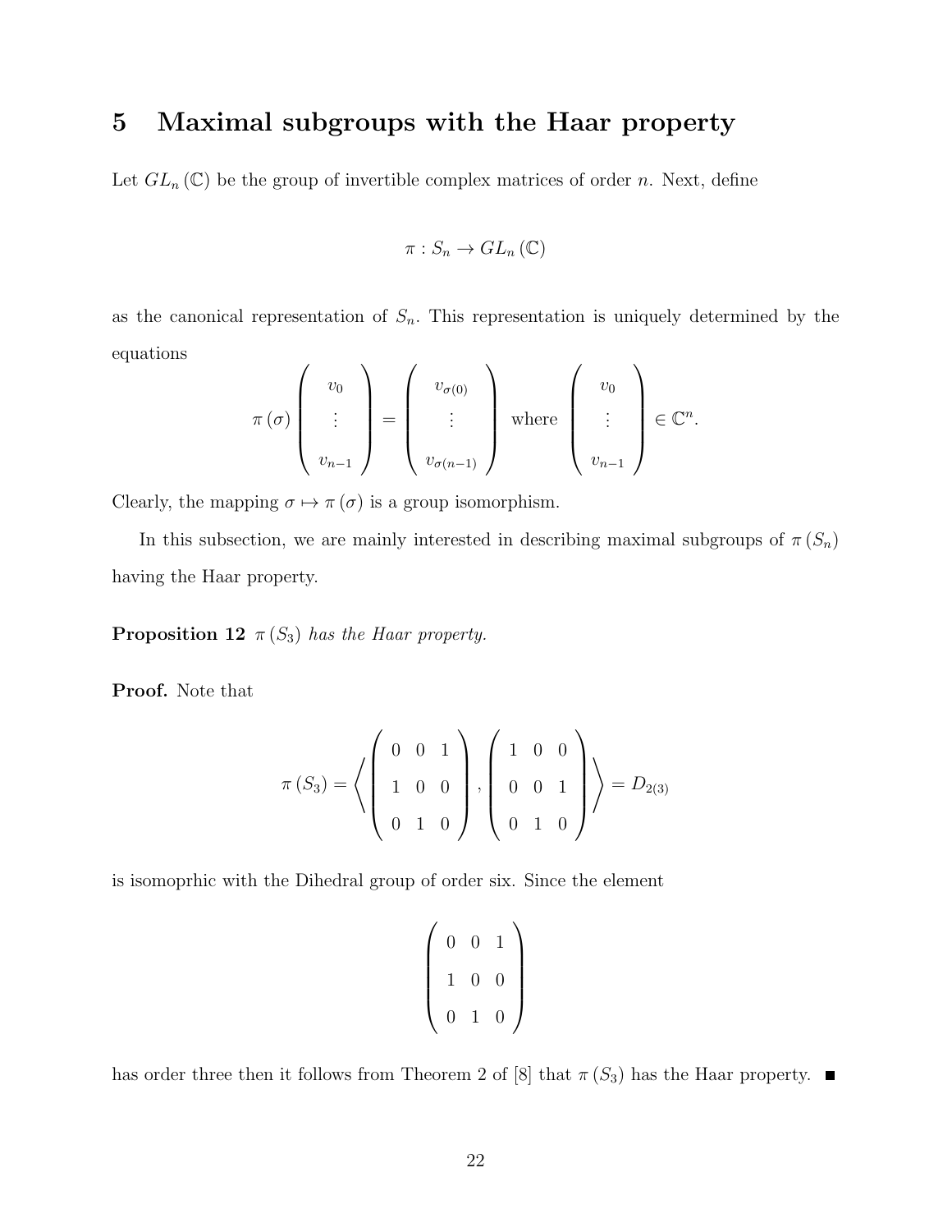# 5 Maximal subgroups with the Haar property

Let $GL_n(\mathbb{C})$ be the group of invertible complex matrices of order $n$. Next, define

$$\pi : S_n \to GL_n(\mathbb{C})$$

as the canonical representation of $S_n$. This representation is uniquely determined by the equations

$$\pi(\sigma) \begin{pmatrix} v_0 \\ \vdots \\ v_{n-1} \end{pmatrix} = \begin{pmatrix} v_{\sigma(0)} \\ \vdots \\ v_{\sigma(n-1)} \end{pmatrix} \text{ where } \begin{pmatrix} v_0 \\ \vdots \\ v_{n-1} \end{pmatrix} \in \mathbb{C}^n.$$

Clearly, the mapping $\sigma \mapsto \pi(\sigma)$ is a group isomorphism.

In this subsection, we are mainly interested in describing maximal subgroups of $\pi(S_n)$ having the Haar property.

**Proposition 12** *$\pi(S_3)$ has the Haar property.*

**Proof.** Note that

$$\pi(S_3) = \left\langle \begin{pmatrix} 0 & 0 & 1 \\ 1 & 0 & 0 \\ 0 & 1 & 0 \end{pmatrix}, \begin{pmatrix} 1 & 0 & 0 \\ 0 & 0 & 1 \\ 0 & 1 & 0 \end{pmatrix} \right\rangle = D_{2(3)}$$

is isomoprhic with the Dihedral group of order six. Since the element

$$\begin{pmatrix} 0 & 0 & 1 \\ 1 & 0 & 0 \\ 0 & 1 & 0 \end{pmatrix}$$

has order three then it follows from Theorem 2 of [8] that $\pi(S_3)$ has the Haar property. ■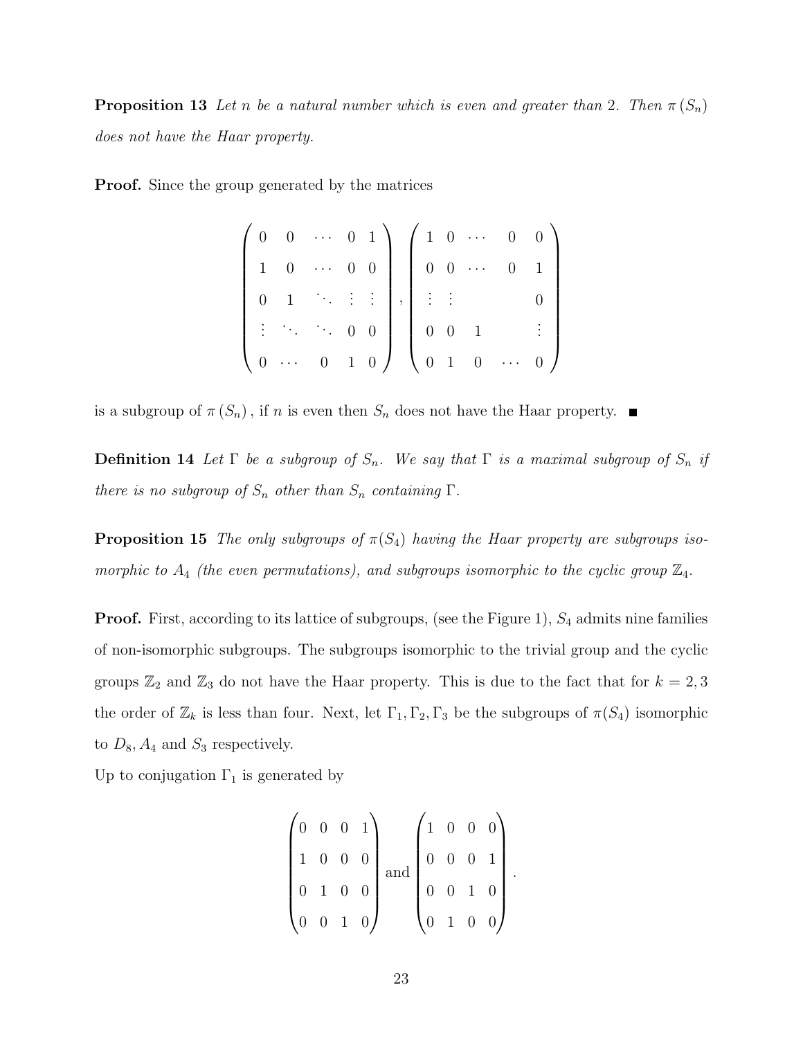**Proposition 13** *Let $n$ be a natural number which is even and greater than 2. Then $\pi(S_n)$ does not have the Haar property.*

**Proof.** Since the group generated by the matrices

$$\left(\begin{array}{ccccc} 0 & 0 & \cdots & 0 & 1 \\ 1 & 0 & \cdots & 0 & 0 \\ 0 & 1 & \ddots & \vdots & \vdots \\ \vdots & \ddots & \ddots & 0 & 0 \\ 0 & \cdots & 0 & 1 & 0 \end{array}\right), \left(\begin{array}{ccccc} 1 & 0 & \cdots & 0 & 0 \\ 0 & 0 & \cdots & 0 & 1 \\ \vdots & \vdots & & & 0 \\ 0 & 0 & 1 & & \vdots \\ 0 & 1 & 0 & \cdots & 0 \end{array}\right)$$

is a subgroup of $\pi(S_n)$, if $n$ is even then $S_n$ does not have the Haar property. ■

**Definition 14** *Let $\Gamma$ be a subgroup of $S_n$. We say that $\Gamma$ is a maximal subgroup of $S_n$ if there is no subgroup of $S_n$ other than $S_n$ containing $\Gamma$.*

**Proposition 15** *The only subgroups of $\pi(S_4)$ having the Haar property are subgroups isomorphic to $A_4$ (the even permutations), and subgroups isomorphic to the cyclic group $\mathbb{Z}_4$.*

**Proof.** First, according to its lattice of subgroups, (see the Figure 1), $S_4$ admits nine families of non-isomorphic subgroups. The subgroups isomorphic to the trivial group and the cyclic groups $\mathbb{Z}_2$ and $\mathbb{Z}_3$ do not have the Haar property. This is due to the fact that for $k = 2, 3$ the order of $\mathbb{Z}_k$ is less than four. Next, let $\Gamma_1, \Gamma_2, \Gamma_3$ be the subgroups of $\pi(S_4)$ isomorphic to $D_8, A_4$ and $S_3$ respectively.

Up to conjugation $\Gamma_1$ is generated by

$$\begin{pmatrix} 0 & 0 & 0 & 1 \\ 1 & 0 & 0 & 0 \\ 0 & 1 & 0 & 0 \\ 0 & 0 & 1 & 0 \end{pmatrix} \text{ and } \begin{pmatrix} 1 & 0 & 0 & 0 \\ 0 & 0 & 0 & 1 \\ 0 & 0 & 1 & 0 \\ 0 & 1 & 0 & 0 \end{pmatrix}.$$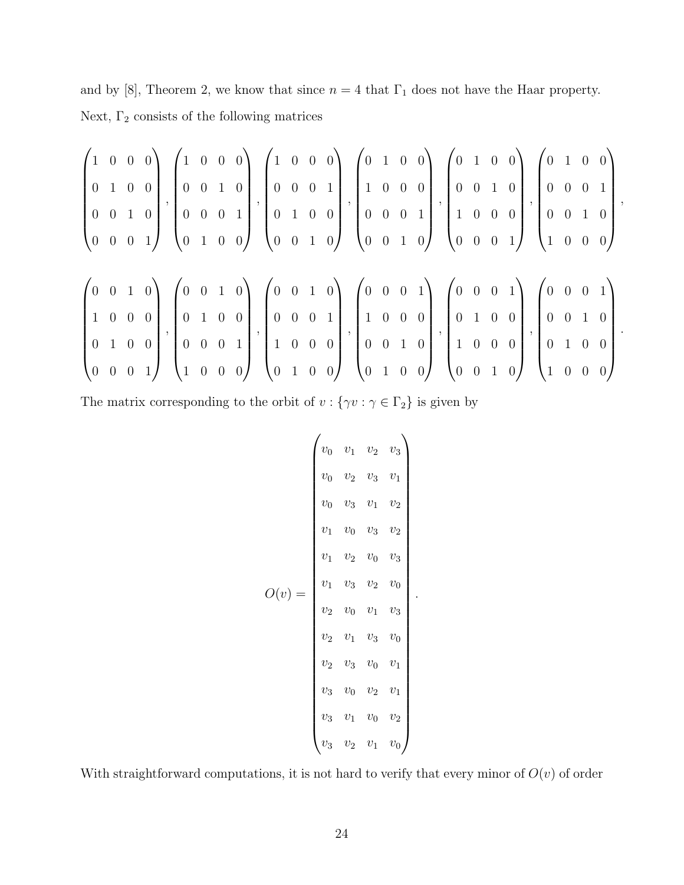and by [8], Theorem 2, we know that since $n = 4$ that $\Gamma_1$ does not have the Haar property. Next, $\Gamma_2$ consists of the following matrices

$$\begin{pmatrix} 1 & 0 & 0 & 0 \\ 0 & 1 & 0 & 0 \\ 0 & 0 & 1 & 0 \\ 0 & 0 & 0 & 1 \end{pmatrix}, \begin{pmatrix} 1 & 0 & 0 & 0 \\ 0 & 0 & 1 & 0 \\ 0 & 0 & 0 & 1 \\ 0 & 1 & 0 & 0 \end{pmatrix}, \begin{pmatrix} 1 & 0 & 0 & 0 \\ 0 & 0 & 0 & 1 \\ 0 & 1 & 0 & 0 \\ 0 & 0 & 1 & 0 \end{pmatrix}, \begin{pmatrix} 0 & 1 & 0 & 0 \\ 1 & 0 & 0 & 0 \\ 0 & 0 & 0 & 1 \\ 0 & 0 & 1 & 0 \end{pmatrix}, \begin{pmatrix} 0 & 1 & 0 & 0 \\ 0 & 0 & 1 & 0 \\ 1 & 0 & 0 & 0 \\ 0 & 0 & 0 & 1 \end{pmatrix}, \begin{pmatrix} 0 & 1 & 0 & 0 \\ 0 & 0 & 0 & 1 \\ 0 & 0 & 1 & 0 \\ 1 & 0 & 0 & 0 \end{pmatrix},$$

$$\begin{pmatrix} 0 & 0 & 1 & 0 \\ 1 & 0 & 0 & 0 \\ 0 & 1 & 0 & 0 \\ 0 & 0 & 0 & 1 \end{pmatrix}, \begin{pmatrix} 0 & 0 & 1 & 0 \\ 0 & 1 & 0 & 0 \\ 0 & 0 & 0 & 1 \\ 1 & 0 & 0 & 0 \end{pmatrix}, \begin{pmatrix} 0 & 0 & 1 & 0 \\ 0 & 0 & 0 & 1 \\ 1 & 0 & 0 & 0 \\ 0 & 1 & 0 & 0 \end{pmatrix}, \begin{pmatrix} 0 & 0 & 0 & 1 \\ 1 & 0 & 0 & 0 \\ 0 & 0 & 1 & 0 \\ 0 & 1 & 0 & 0 \end{pmatrix}, \begin{pmatrix} 0 & 0 & 0 & 1 \\ 0 & 1 & 0 & 0 \\ 1 & 0 & 0 & 0 \\ 0 & 0 & 1 & 0 \end{pmatrix}, \begin{pmatrix} 0 & 0 & 0 & 1 \\ 0 & 0 & 1 & 0 \\ 0 & 1 & 0 & 0 \\ 1 & 0 & 0 & 0 \end{pmatrix}.$$

The matrix corresponding to the orbit of $v : \{\gamma v : \gamma \in \Gamma_2\}$ is given by

$$O(v) = \begin{pmatrix} v_0 & v_1 & v_2 & v_3 \\ v_0 & v_2 & v_3 & v_1 \\ v_0 & v_3 & v_1 & v_2 \\ v_1 & v_0 & v_3 & v_2 \\ v_1 & v_2 & v_0 & v_3 \\ v_1 & v_3 & v_2 & v_0 \\ v_2 & v_0 & v_1 & v_3 \\ v_2 & v_1 & v_3 & v_0 \\ v_2 & v_3 & v_0 & v_1 \\ v_3 & v_0 & v_2 & v_1 \\ v_3 & v_1 & v_0 & v_2 \\ v_3 & v_2 & v_1 & v_0 \end{pmatrix}.$$

With straightforward computations, it is not hard to verify that every minor of $O(v)$ of order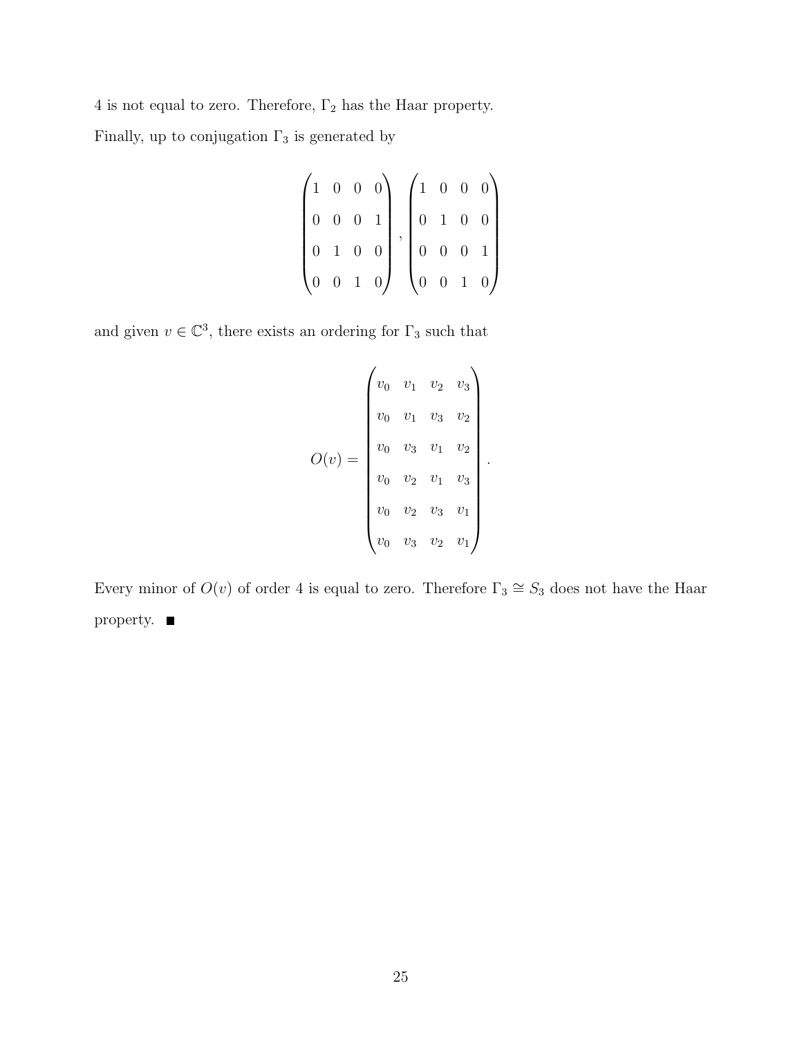4 is not equal to zero. Therefore, $\Gamma_2$ has the Haar property.

Finally, up to conjugation $\Gamma_3$ is generated by

$$
\begin{pmatrix}
1 & 0 & 0 & 0 \\
0 & 0 & 0 & 1 \\
0 & 1 & 0 & 0 \\
0 & 0 & 1 & 0
\end{pmatrix},
\begin{pmatrix}
1 & 0 & 0 & 0 \\
0 & 1 & 0 & 0 \\
0 & 0 & 0 & 1 \\
0 & 0 & 1 & 0
\end{pmatrix}
$$

and given $v \in \mathbb{C}^3$, there exists an ordering for $\Gamma_3$ such that

$$
O(v) = \begin{pmatrix}
v_0 & v_1 & v_2 & v_3 \\
v_0 & v_1 & v_3 & v_2 \\
v_0 & v_3 & v_1 & v_2 \\
v_0 & v_2 & v_1 & v_3 \\
v_0 & v_2 & v_3 & v_1 \\
v_0 & v_3 & v_2 & v_1
\end{pmatrix}.
$$

Every minor of $O(v)$ of order 4 is equal to zero. Therefore $\Gamma_3 \cong S_3$ does not have the Haar property. ■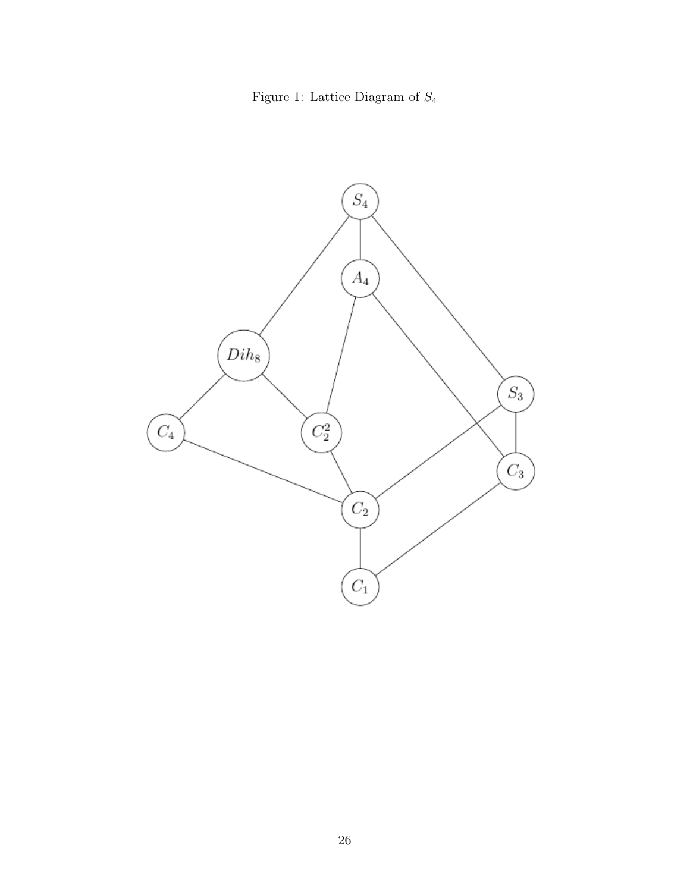Figure 1: Lattice Diagram of $S_4$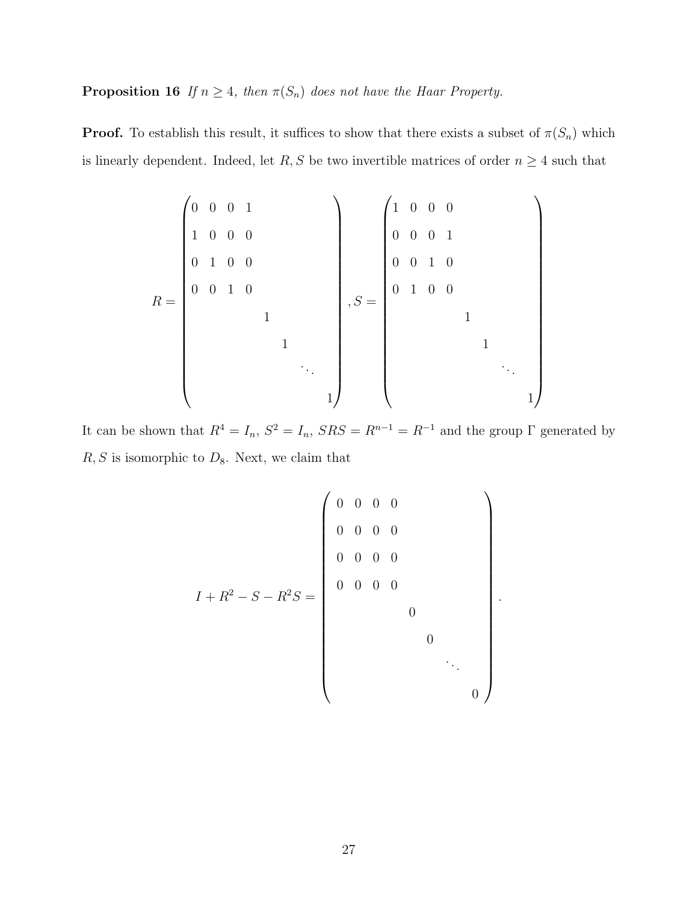**Proposition 16** *If $n \geq 4$, then $\pi(S_n)$ does not have the Haar Property.*

**Proof.** To establish this result, it suffices to show that there exists a subset of $\pi(S_n)$ which is linearly dependent. Indeed, let $R, S$ be two invertible matrices of order $n \geq 4$ such that

$$R = \begin{pmatrix} 0 & 0 & 0 & 1 & & & & \\ 1 & 0 & 0 & 0 & & & & \\ 0 & 1 & 0 & 0 & & & & \\ 0 & 0 & 1 & 0 & & & & \\ & & & & 1 & & & \\ & & & & & 1 & & \\ & & & & & & \ddots & \\ & & & & & & & 1 \end{pmatrix}, S = \begin{pmatrix} 1 & 0 & 0 & 0 & & & & \\ 0 & 0 & 0 & 1 & & & & \\ 0 & 0 & 1 & 0 & & & & \\ 0 & 1 & 0 & 0 & & & & \\ & & & & 1 & & & \\ & & & & & 1 & & \\ & & & & & & \ddots & \\ & & & & & & & 1 \end{pmatrix}$$

It can be shown that $R^4 = I_n$, $S^2 = I_n$, $SRS = R^{n-1} = R^{-1}$ and the group $\Gamma$ generated by $R, S$ is isomorphic to $D_8$. Next, we claim that

$$I + R^2 - S - R^2 S = \begin{pmatrix} 0 & 0 & 0 & 0 & & & & \\ 0 & 0 & 0 & 0 & & & & \\ 0 & 0 & 0 & 0 & & & & \\ 0 & 0 & 0 & 0 & & & & \\ & & & & 0 & & & \\ & & & & & 0 & & \\ & & & & & & \ddots & \\ & & & & & & & 0 \end{pmatrix}.$$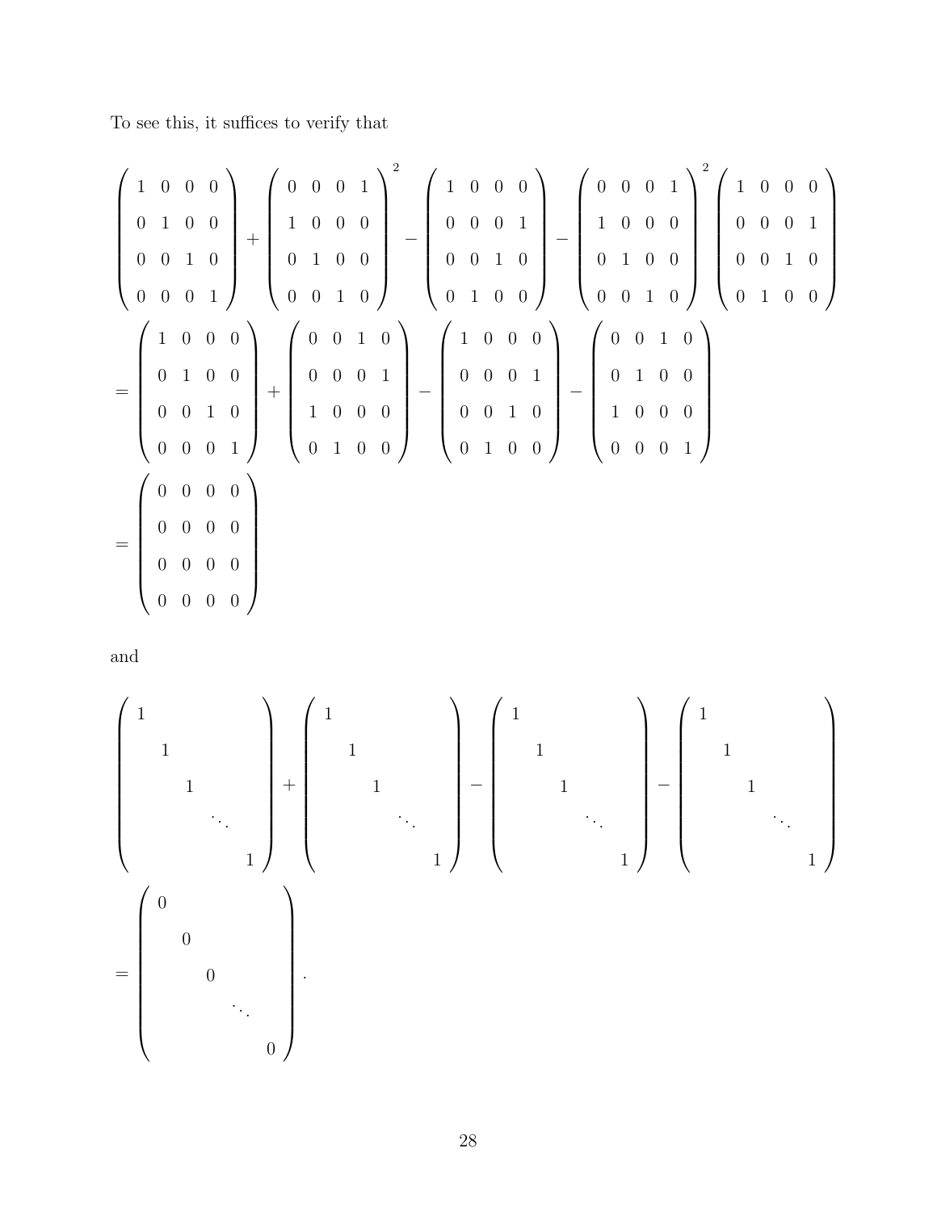To see this, it suffices to verify that

$$
\begin{pmatrix} 1 & 0 & 0 & 0 \\ 0 & 1 & 0 & 0 \\ 0 & 0 & 1 & 0 \\ 0 & 0 & 0 & 1 \end{pmatrix}
+
\begin{pmatrix} 0 & 0 & 0 & 1 \\ 1 & 0 & 0 & 0 \\ 0 & 1 & 0 & 0 \\ 0 & 0 & 1 & 0 \end{pmatrix}^2
-
\begin{pmatrix} 1 & 0 & 0 & 0 \\ 0 & 0 & 0 & 1 \\ 0 & 0 & 1 & 0 \\ 0 & 1 & 0 & 0 \end{pmatrix}
-
\begin{pmatrix} 0 & 0 & 0 & 1 \\ 1 & 0 & 0 & 0 \\ 0 & 1 & 0 & 0 \\ 0 & 0 & 1 & 0 \end{pmatrix}^2
\begin{pmatrix} 1 & 0 & 0 & 0 \\ 0 & 0 & 0 & 1 \\ 0 & 0 & 1 & 0 \\ 0 & 1 & 0 & 0 \end{pmatrix}
$$

$$
=
\begin{pmatrix} 1 & 0 & 0 & 0 \\ 0 & 1 & 0 & 0 \\ 0 & 0 & 1 & 0 \\ 0 & 0 & 0 & 1 \end{pmatrix}
+
\begin{pmatrix} 0 & 0 & 1 & 0 \\ 0 & 0 & 0 & 1 \\ 1 & 0 & 0 & 0 \\ 0 & 1 & 0 & 0 \end{pmatrix}
-
\begin{pmatrix} 1 & 0 & 0 & 0 \\ 0 & 0 & 0 & 1 \\ 0 & 0 & 1 & 0 \\ 0 & 1 & 0 & 0 \end{pmatrix}
-
\begin{pmatrix} 0 & 0 & 1 & 0 \\ 0 & 1 & 0 & 0 \\ 1 & 0 & 0 & 0 \\ 0 & 0 & 0 & 1 \end{pmatrix}
$$

$$
=
\begin{pmatrix} 0 & 0 & 0 & 0 \\ 0 & 0 & 0 & 0 \\ 0 & 0 & 0 & 0 \\ 0 & 0 & 0 & 0 \end{pmatrix}
$$

and

$$
\begin{pmatrix} 1 & & & & \\ & 1 & & & \\ & & 1 & & \\ & & & \ddots & \\ & & & & 1 \end{pmatrix}
+
\begin{pmatrix} 1 & & & & \\ & 1 & & & \\ & & 1 & & \\ & & & \ddots & \\ & & & & 1 \end{pmatrix}
-
\begin{pmatrix} 1 & & & & \\ & 1 & & & \\ & & 1 & & \\ & & & \ddots & \\ & & & & 1 \end{pmatrix}
-
\begin{pmatrix} 1 & & & & \\ & 1 & & & \\ & & 1 & & \\ & & & \ddots & \\ & & & & 1 \end{pmatrix}
$$

$$
=
\begin{pmatrix} 0 & & & & \\ & 0 & & & \\ & & 0 & & \\ & & & \ddots & \\ & & & & 0 \end{pmatrix}.
$$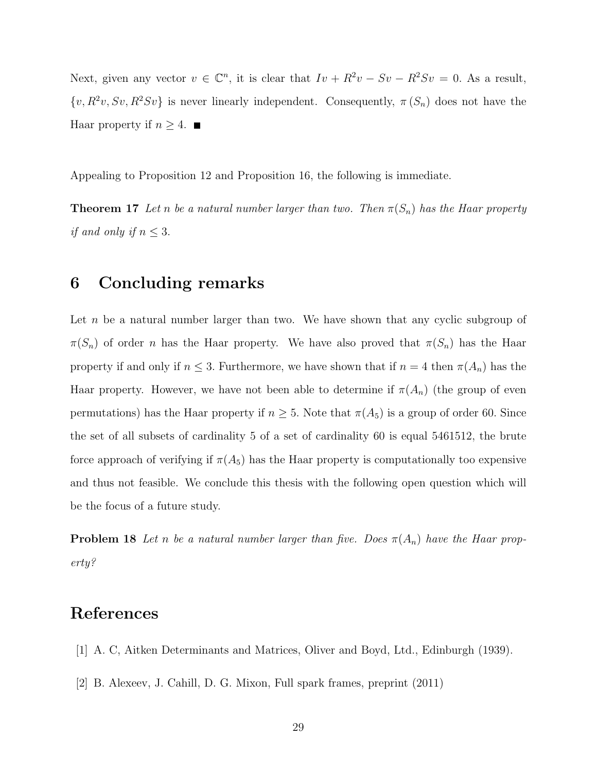Next, given any vector $v \in \mathbb{C}^n$, it is clear that $Iv + R^2v - Sv - R^2Sv = 0$. As a result, $\{v, R^2v, Sv, R^2Sv\}$ is never linearly independent. Consequently, $\pi(S_n)$ does not have the Haar property if $n \geq 4$. ■

Appealing to Proposition 12 and Proposition 16, the following is immediate.

**Theorem 17** *Let $n$ be a natural number larger than two. Then $\pi(S_n)$ has the Haar property if and only if $n \leq 3$.*

## 6 Concluding remarks

Let $n$ be a natural number larger than two. We have shown that any cyclic subgroup of $\pi(S_n)$ of order $n$ has the Haar property. We have also proved that $\pi(S_n)$ has the Haar property if and only if $n \leq 3$. Furthermore, we have shown that if $n = 4$ then $\pi(A_n)$ has the Haar property. However, we have not been able to determine if $\pi(A_n)$ (the group of even permutations) has the Haar property if $n \geq 5$. Note that $\pi(A_5)$ is a group of order 60. Since the set of all subsets of cardinality 5 of a set of cardinality 60 is equal 5461512, the brute force approach of verifying if $\pi(A_5)$ has the Haar property is computationally too expensive and thus not feasible. We conclude this thesis with the following open question which will be the focus of a future study.

**Problem 18** *Let $n$ be a natural number larger than five. Does $\pi(A_n)$ have the Haar property?*

## References

[1] A. C, Aitken Determinants and Matrices, Oliver and Boyd, Ltd., Edinburgh (1939).

[2] B. Alexeev, J. Cahill, D. G. Mixon, Full spark frames, preprint (2011)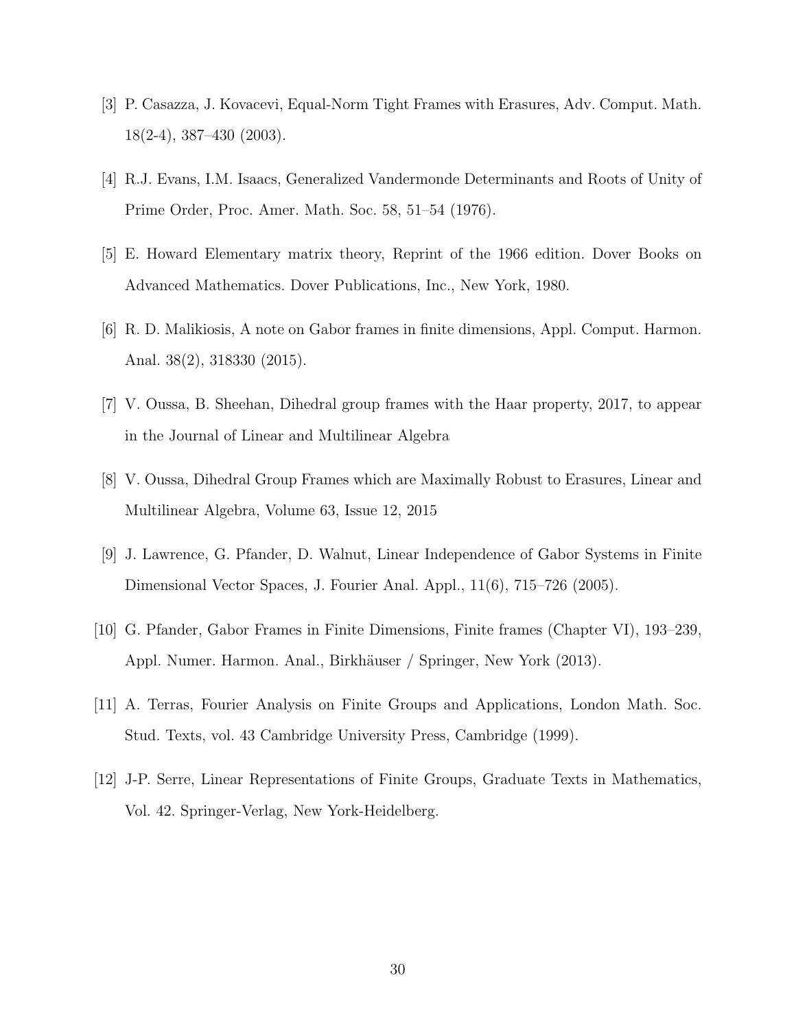[3] P. Casazza, J. Kovacevi, Equal-Norm Tight Frames with Erasures, Adv. Comput. Math. 18(2-4), 387–430 (2003).

[4] R.J. Evans, I.M. Isaacs, Generalized Vandermonde Determinants and Roots of Unity of Prime Order, Proc. Amer. Math. Soc. 58, 51–54 (1976).

[5] E. Howard Elementary matrix theory, Reprint of the 1966 edition. Dover Books on Advanced Mathematics. Dover Publications, Inc., New York, 1980.

[6] R. D. Malikiosis, A note on Gabor frames in finite dimensions, Appl. Comput. Harmon. Anal. 38(2), 318330 (2015).

[7] V. Oussa, B. Sheehan, Dihedral group frames with the Haar property, 2017, to appear in the Journal of Linear and Multilinear Algebra

[8] V. Oussa, Dihedral Group Frames which are Maximally Robust to Erasures, Linear and Multilinear Algebra, Volume 63, Issue 12, 2015

[9] J. Lawrence, G. Pfander, D. Walnut, Linear Independence of Gabor Systems in Finite Dimensional Vector Spaces, J. Fourier Anal. Appl., 11(6), 715–726 (2005).

[10] G. Pfander, Gabor Frames in Finite Dimensions, Finite frames (Chapter VI), 193–239, Appl. Numer. Harmon. Anal., Birkhäuser / Springer, New York (2013).

[11] A. Terras, Fourier Analysis on Finite Groups and Applications, London Math. Soc. Stud. Texts, vol. 43 Cambridge University Press, Cambridge (1999).

[12] J-P. Serre, Linear Representations of Finite Groups, Graduate Texts in Mathematics, Vol. 42. Springer-Verlag, New York-Heidelberg.